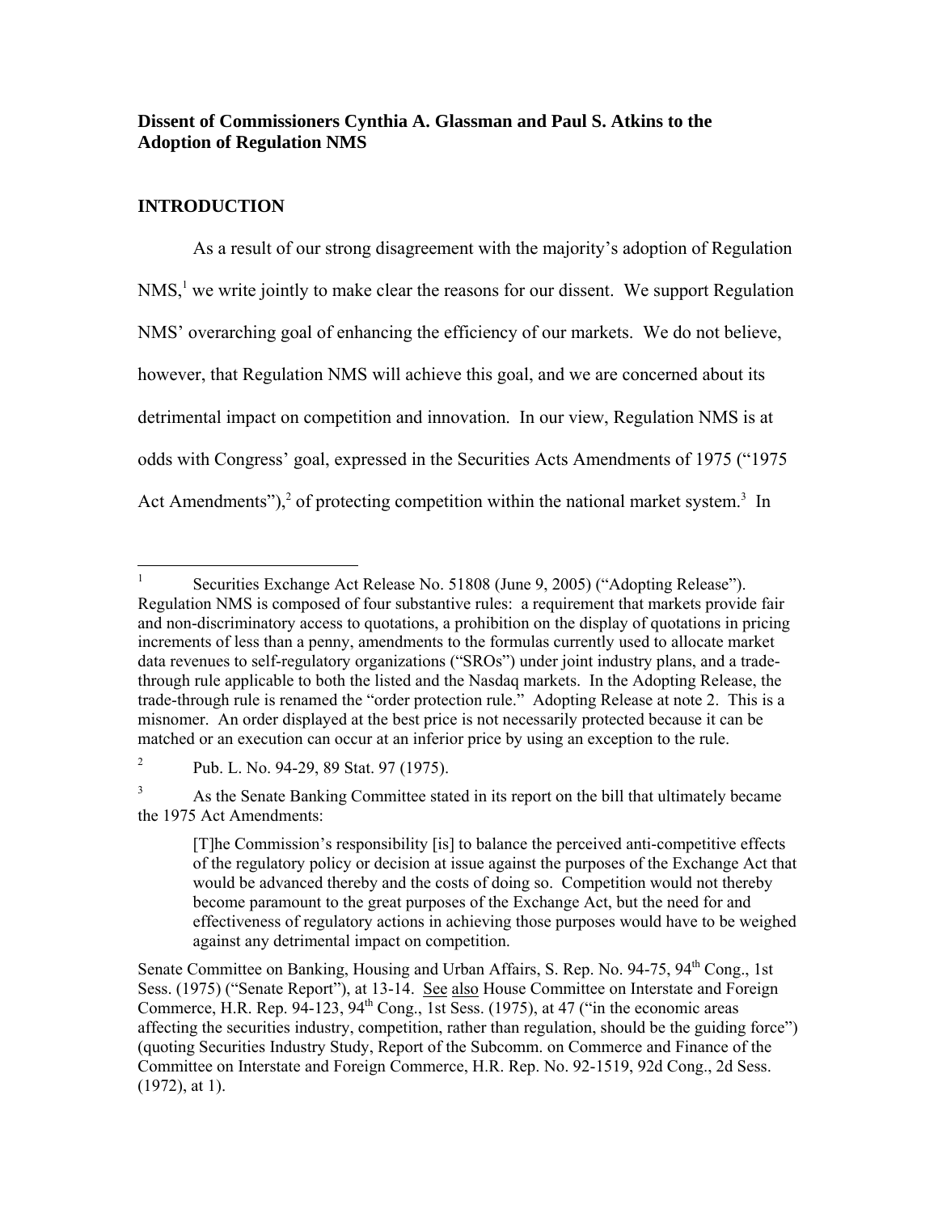**Dissent of Commissioners Cynthia A. Glassman and Paul S. Atkins to the Adoption of Regulation NMS**

## INTRODUCTION

As a result of our strong disagreement with the majority's adoption of Regulation NMS,[1] we write jointly to make clear the reasons for our dissent. We support Regulation NMS' overarching goal of enhancing the efficiency of our markets. We do not believe, however, that Regulation NMS will achieve this goal, and we are concerned about its detrimental impact on competition and innovation. In our view, Regulation NMS is at odds with Congress' goal, expressed in the Securities Acts Amendments of 1975 ("1975 Act Amendments"),[2] of protecting competition within the national market system.[3] In

---

[1] Securities Exchange Act Release No. 51808 (June 9, 2005) ("Adopting Release"). Regulation NMS is composed of four substantive rules: a requirement that markets provide fair and non-discriminatory access to quotations, a prohibition on the display of quotations in pricing increments of less than a penny, amendments to the formulas currently used to allocate market data revenues to self-regulatory organizations ("SROs") under joint industry plans, and a trade-through rule applicable to both the listed and the Nasdaq markets. In the Adopting Release, the trade-through rule is renamed the "order protection rule." Adopting Release at note 2. This is a misnomer. An order displayed at the best price is not necessarily protected because it can be matched or an execution can occur at an inferior price by using an exception to the rule.

[2] Pub. L. No. 94-29, 89 Stat. 97 (1975).

[3] As the Senate Banking Committee stated in its report on the bill that ultimately became the 1975 Act Amendments:

> [T]he Commission's responsibility [is] to balance the perceived anti-competitive effects of the regulatory policy or decision at issue against the purposes of the Exchange Act that would be advanced thereby and the costs of doing so. Competition would not thereby become paramount to the great purposes of the Exchange Act, but the need for and effectiveness of regulatory actions in achieving those purposes would have to be weighed against any detrimental impact on competition.

Senate Committee on Banking, Housing and Urban Affairs, S. Rep. No. 94-75, 94th Cong., 1st Sess. (1975) ("Senate Report"), at 13-14. See also House Committee on Interstate and Foreign Commerce, H.R. Rep. 94-123, 94th Cong., 1st Sess. (1975), at 47 ("in the economic areas affecting the securities industry, competition, rather than regulation, should be the guiding force") (quoting Securities Industry Study, Report of the Subcomm. on Commerce and Finance of the Committee on Interstate and Foreign Commerce, H.R. Rep. No. 92-1519, 92d Cong., 2d Sess. (1972), at 1).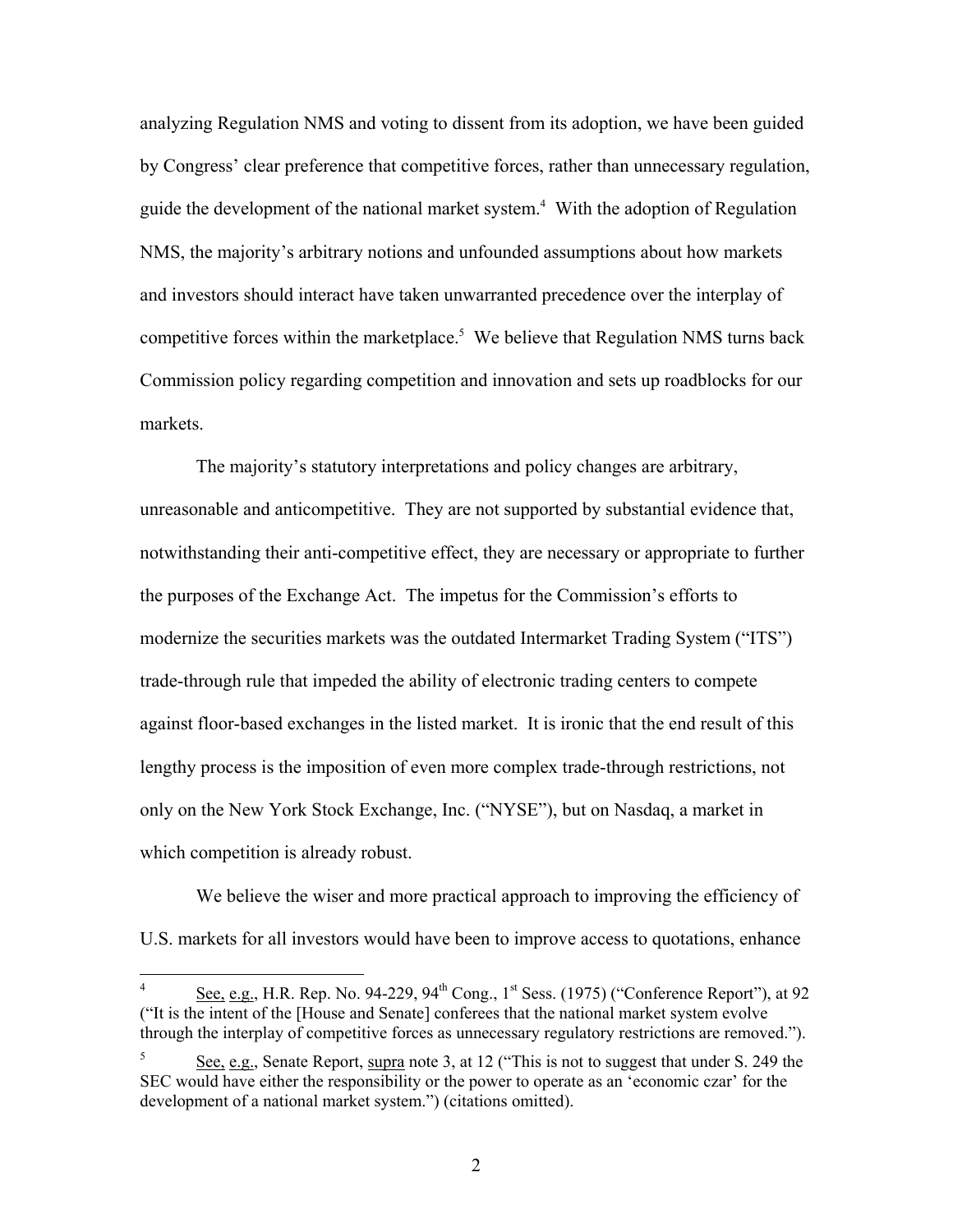analyzing Regulation NMS and voting to dissent from its adoption, we have been guided by Congress' clear preference that competitive forces, rather than unnecessary regulation, guide the development of the national market system.[4] With the adoption of Regulation NMS, the majority's arbitrary notions and unfounded assumptions about how markets and investors should interact have taken unwarranted precedence over the interplay of competitive forces within the marketplace.[5] We believe that Regulation NMS turns back Commission policy regarding competition and innovation and sets up roadblocks for our markets.

The majority's statutory interpretations and policy changes are arbitrary, unreasonable and anticompetitive. They are not supported by substantial evidence that, notwithstanding their anti-competitive effect, they are necessary or appropriate to further the purposes of the Exchange Act. The impetus for the Commission's efforts to modernize the securities markets was the outdated Intermarket Trading System ("ITS") trade-through rule that impeded the ability of electronic trading centers to compete against floor-based exchanges in the listed market. It is ironic that the end result of this lengthy process is the imposition of even more complex trade-through restrictions, not only on the New York Stock Exchange, Inc. ("NYSE"), but on Nasdaq, a market in which competition is already robust.

We believe the wiser and more practical approach to improving the efficiency of U.S. markets for all investors would have been to improve access to quotations, enhance

---

[4] See, e.g., H.R. Rep. No. 94-229, 94th Cong., 1st Sess. (1975) ("Conference Report"), at 92 ("It is the intent of the [House and Senate] conferees that the national market system evolve through the interplay of competitive forces as unnecessary regulatory restrictions are removed.").

[5] See, e.g., Senate Report, supra note 3, at 12 ("This is not to suggest that under S. 249 the SEC would have either the responsibility or the power to operate as an 'economic czar' for the development of a national market system.") (citations omitted).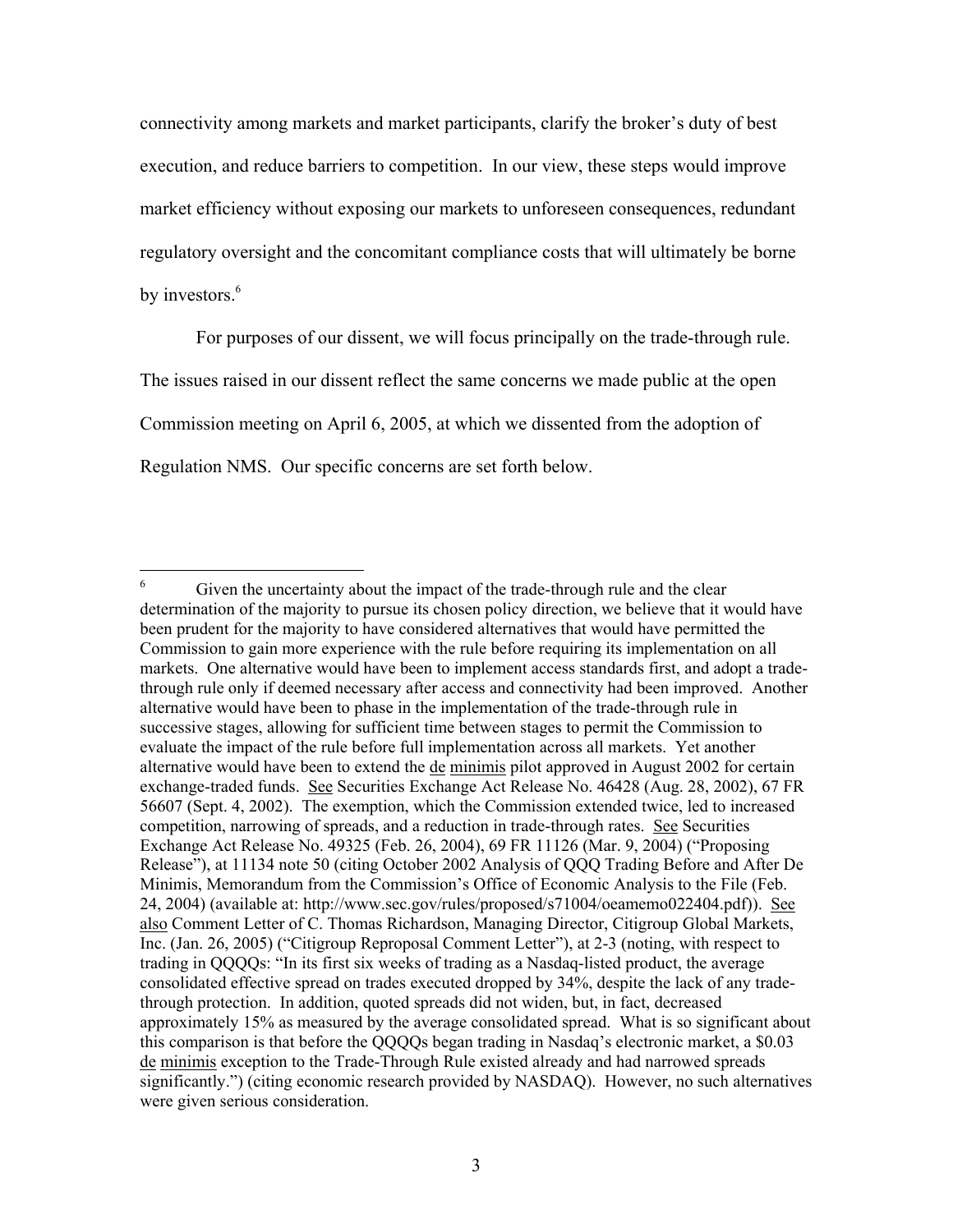connectivity among markets and market participants, clarify the broker's duty of best execution, and reduce barriers to competition. In our view, these steps would improve market efficiency without exposing our markets to unforeseen consequences, redundant regulatory oversight and the concomitant compliance costs that will ultimately be borne by investors.[6]

For purposes of our dissent, we will focus principally on the trade-through rule. The issues raised in our dissent reflect the same concerns we made public at the open Commission meeting on April 6, 2005, at which we dissented from the adoption of Regulation NMS. Our specific concerns are set forth below.

---

[6] Given the uncertainty about the impact of the trade-through rule and the clear determination of the majority to pursue its chosen policy direction, we believe that it would have been prudent for the majority to have considered alternatives that would have permitted the Commission to gain more experience with the rule before requiring its implementation on all markets. One alternative would have been to implement access standards first, and adopt a trade-through rule only if deemed necessary after access and connectivity had been improved. Another alternative would have been to phase in the implementation of the trade-through rule in successive stages, allowing for sufficient time between stages to permit the Commission to evaluate the impact of the rule before full implementation across all markets. Yet another alternative would have been to extend the de minimis pilot approved in August 2002 for certain exchange-traded funds. See Securities Exchange Act Release No. 46428 (Aug. 28, 2002), 67 FR 56607 (Sept. 4, 2002). The exemption, which the Commission extended twice, led to increased competition, narrowing of spreads, and a reduction in trade-through rates. See Securities Exchange Act Release No. 49325 (Feb. 26, 2004), 69 FR 11126 (Mar. 9, 2004) ("Proposing Release"), at 11134 note 50 (citing October 2002 Analysis of QQQ Trading Before and After De Minimis, Memorandum from the Commission's Office of Economic Analysis to the File (Feb. 24, 2004) (available at: http://www.sec.gov/rules/proposed/s71004/oeamemo022404.pdf)). See also Comment Letter of C. Thomas Richardson, Managing Director, Citigroup Global Markets, Inc. (Jan. 26, 2005) ("Citigroup Reproposal Comment Letter"), at 2-3 (noting, with respect to trading in QQQQs: "In its first six weeks of trading as a Nasdaq-listed product, the average consolidated effective spread on trades executed dropped by 34%, despite the lack of any trade-through protection. In addition, quoted spreads did not widen, but, in fact, decreased approximately 15% as measured by the average consolidated spread. What is so significant about this comparison is that before the QQQQs began trading in Nasdaq's electronic market, a $0.03 de minimis exception to the Trade-Through Rule existed already and had narrowed spreads significantly.") (citing economic research provided by NASDAQ). However, no such alternatives were given serious consideration.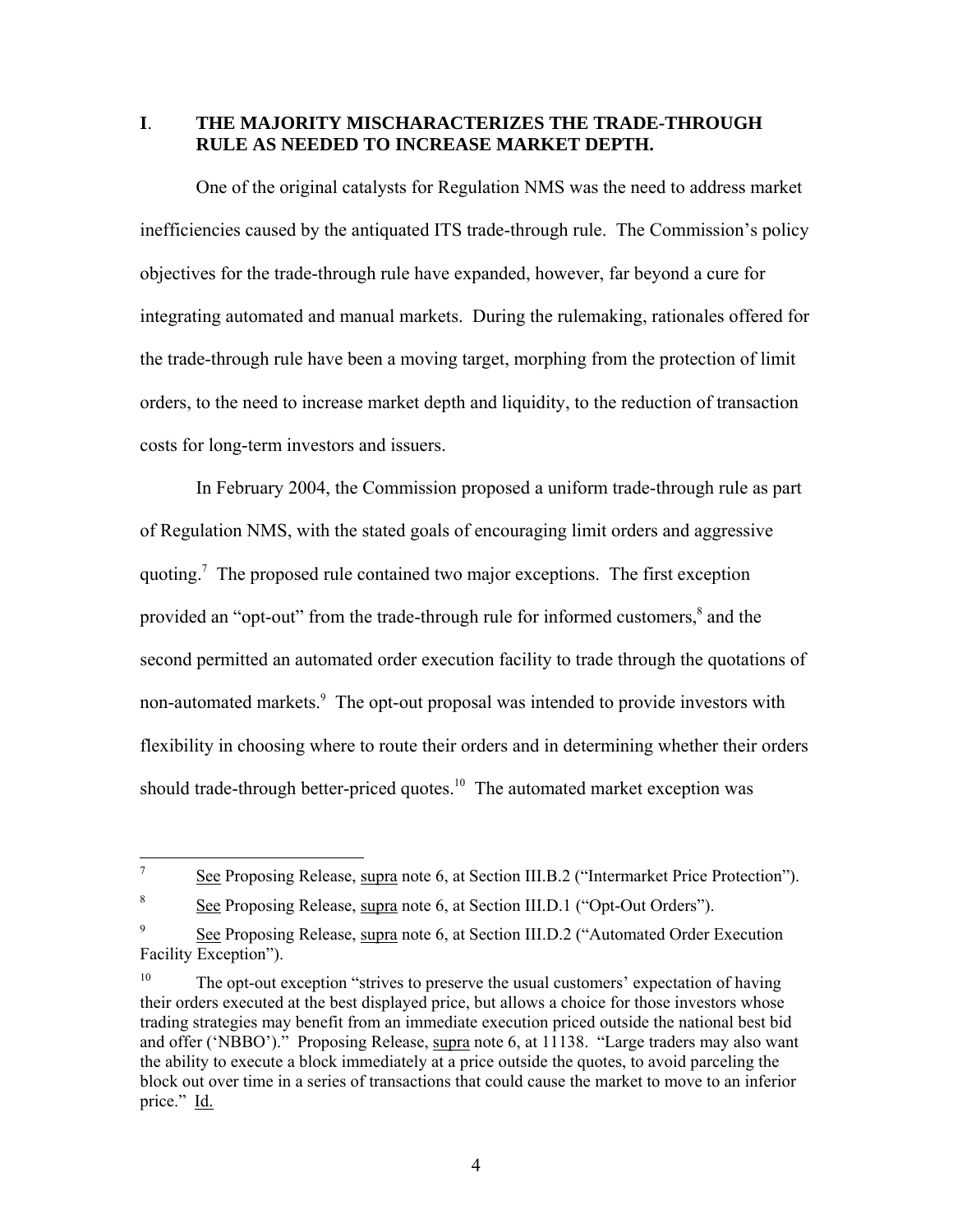## I. THE MAJORITY MISCHARACTERIZES THE TRADE-THROUGH RULE AS NEEDED TO INCREASE MARKET DEPTH.

One of the original catalysts for Regulation NMS was the need to address market inefficiencies caused by the antiquated ITS trade-through rule. The Commission's policy objectives for the trade-through rule have expanded, however, far beyond a cure for integrating automated and manual markets. During the rulemaking, rationales offered for the trade-through rule have been a moving target, morphing from the protection of limit orders, to the need to increase market depth and liquidity, to the reduction of transaction costs for long-term investors and issuers.

In February 2004, the Commission proposed a uniform trade-through rule as part of Regulation NMS, with the stated goals of encouraging limit orders and aggressive quoting.[7] The proposed rule contained two major exceptions. The first exception provided an "opt-out" from the trade-through rule for informed customers,[8] and the second permitted an automated order execution facility to trade through the quotations of non-automated markets.[9] The opt-out proposal was intended to provide investors with flexibility in choosing where to route their orders and in determining whether their orders should trade-through better-priced quotes.[10] The automated market exception was

---

[7] See Proposing Release, supra note 6, at Section III.B.2 ("Intermarket Price Protection").

[8] See Proposing Release, supra note 6, at Section III.D.1 ("Opt-Out Orders").

[9] See Proposing Release, supra note 6, at Section III.D.2 ("Automated Order Execution Facility Exception").

[10] The opt-out exception "strives to preserve the usual customers' expectation of having their orders executed at the best displayed price, but allows a choice for those investors whose trading strategies may benefit from an immediate execution priced outside the national best bid and offer ('NBBO')." Proposing Release, supra note 6, at 11138. "Large traders may also want the ability to execute a block immediately at a price outside the quotes, to avoid parceling the block out over time in a series of transactions that could cause the market to move to an inferior price." Id.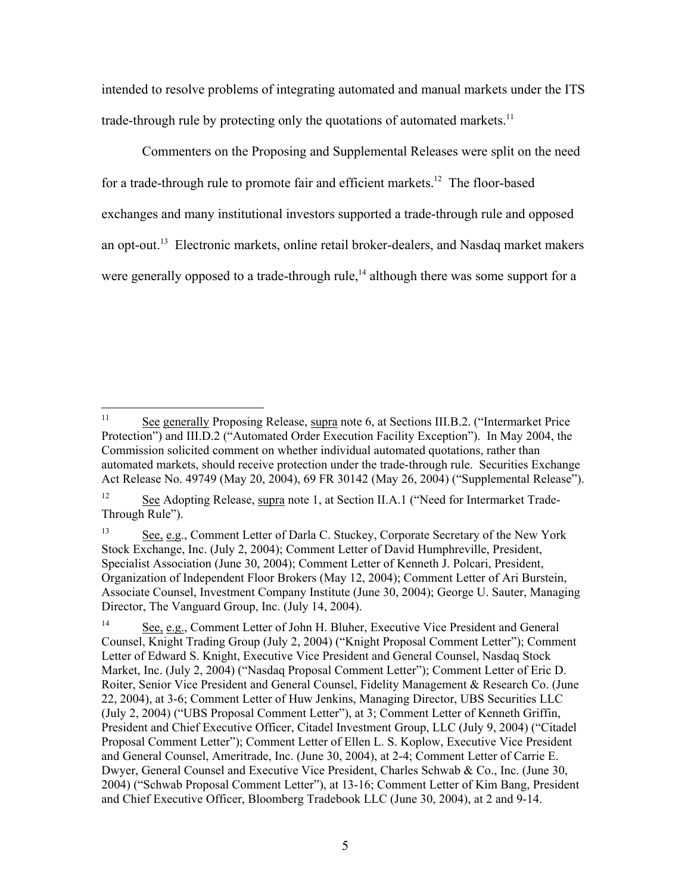intended to resolve problems of integrating automated and manual markets under the ITS trade-through rule by protecting only the quotations of automated markets.[11]

Commenters on the Proposing and Supplemental Releases were split on the need for a trade-through rule to promote fair and efficient markets.[12] The floor-based exchanges and many institutional investors supported a trade-through rule and opposed an opt-out.[13] Electronic markets, online retail broker-dealers, and Nasdaq market makers were generally opposed to a trade-through rule,[14] although there was some support for a

---

[11] See generally Proposing Release, supra note 6, at Sections III.B.2. ("Intermarket Price Protection") and III.D.2 ("Automated Order Execution Facility Exception"). In May 2004, the Commission solicited comment on whether individual automated quotations, rather than automated markets, should receive protection under the trade-through rule. Securities Exchange Act Release No. 49749 (May 20, 2004), 69 FR 30142 (May 26, 2004) ("Supplemental Release").

[12] See Adopting Release, supra note 1, at Section II.A.1 ("Need for Intermarket Trade-Through Rule").

[13] See, e.g., Comment Letter of Darla C. Stuckey, Corporate Secretary of the New York Stock Exchange, Inc. (July 2, 2004); Comment Letter of David Humphreville, President, Specialist Association (June 30, 2004); Comment Letter of Kenneth J. Polcari, President, Organization of Independent Floor Brokers (May 12, 2004); Comment Letter of Ari Burstein, Associate Counsel, Investment Company Institute (June 30, 2004); George U. Sauter, Managing Director, The Vanguard Group, Inc. (July 14, 2004).

[14] See, e.g., Comment Letter of John H. Bluher, Executive Vice President and General Counsel, Knight Trading Group (July 2, 2004) ("Knight Proposal Comment Letter"); Comment Letter of Edward S. Knight, Executive Vice President and General Counsel, Nasdaq Stock Market, Inc. (July 2, 2004) ("Nasdaq Proposal Comment Letter"); Comment Letter of Eric D. Roiter, Senior Vice President and General Counsel, Fidelity Management & Research Co. (June 22, 2004), at 3-6; Comment Letter of Huw Jenkins, Managing Director, UBS Securities LLC (July 2, 2004) ("UBS Proposal Comment Letter"), at 3; Comment Letter of Kenneth Griffin, President and Chief Executive Officer, Citadel Investment Group, LLC (July 9, 2004) ("Citadel Proposal Comment Letter"); Comment Letter of Ellen L. S. Koplow, Executive Vice President and General Counsel, Ameritrade, Inc. (June 30, 2004), at 2-4; Comment Letter of Carrie E. Dwyer, General Counsel and Executive Vice President, Charles Schwab & Co., Inc. (June 30, 2004) ("Schwab Proposal Comment Letter"), at 13-16; Comment Letter of Kim Bang, President and Chief Executive Officer, Bloomberg Tradebook LLC (June 30, 2004), at 2 and 9-14.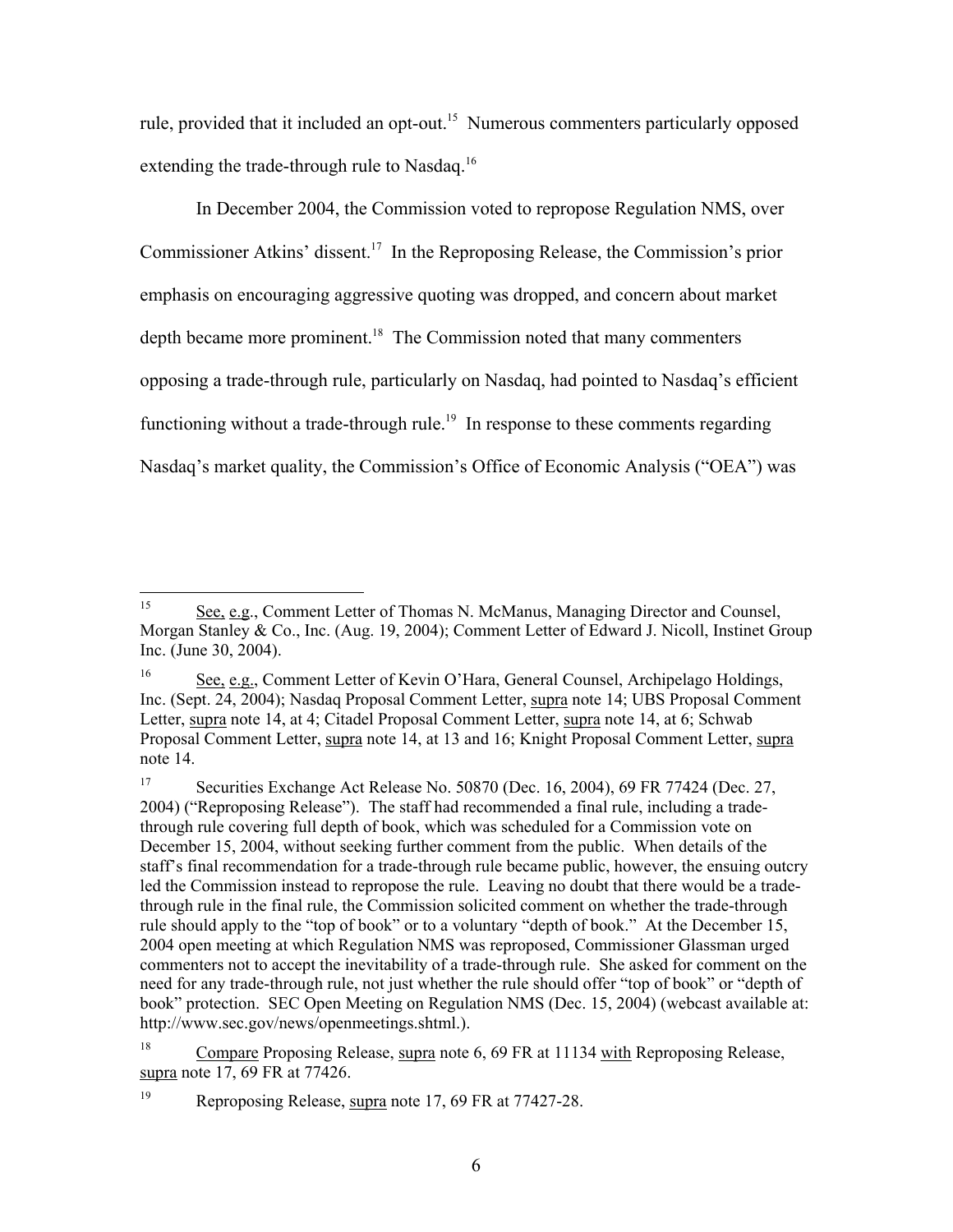rule, provided that it included an opt-out.[15] Numerous commenters particularly opposed extending the trade-through rule to Nasdaq.[16]

In December 2004, the Commission voted to repropose Regulation NMS, over Commissioner Atkins' dissent.[17] In the Reproposing Release, the Commission's prior emphasis on encouraging aggressive quoting was dropped, and concern about market depth became more prominent.[18] The Commission noted that many commenters opposing a trade-through rule, particularly on Nasdaq, had pointed to Nasdaq's efficient functioning without a trade-through rule.[19] In response to these comments regarding Nasdaq's market quality, the Commission's Office of Economic Analysis ("OEA") was

---

[15] See, e.g., Comment Letter of Thomas N. McManus, Managing Director and Counsel, Morgan Stanley & Co., Inc. (Aug. 19, 2004); Comment Letter of Edward J. Nicoll, Instinet Group Inc. (June 30, 2004).

[16] See, e.g., Comment Letter of Kevin O'Hara, General Counsel, Archipelago Holdings, Inc. (Sept. 24, 2004); Nasdaq Proposal Comment Letter, supra note 14; UBS Proposal Comment Letter, supra note 14, at 4; Citadel Proposal Comment Letter, supra note 14, at 6; Schwab Proposal Comment Letter, supra note 14, at 13 and 16; Knight Proposal Comment Letter, supra note 14.

[17] Securities Exchange Act Release No. 50870 (Dec. 16, 2004), 69 FR 77424 (Dec. 27, 2004) ("Reproposing Release"). The staff had recommended a final rule, including a trade-through rule covering full depth of book, which was scheduled for a Commission vote on December 15, 2004, without seeking further comment from the public. When details of the staff's final recommendation for a trade-through rule became public, however, the ensuing outcry led the Commission instead to repropose the rule. Leaving no doubt that there would be a trade-through rule in the final rule, the Commission solicited comment on whether the trade-through rule should apply to the "top of book" or to a voluntary "depth of book." At the December 15, 2004 open meeting at which Regulation NMS was reproposed, Commissioner Glassman urged commenters not to accept the inevitability of a trade-through rule. She asked for comment on the need for any trade-through rule, not just whether the rule should offer "top of book" or "depth of book" protection. SEC Open Meeting on Regulation NMS (Dec. 15, 2004) (webcast available at: http://www.sec.gov/news/openmeetings.shtml.).

[18] Compare Proposing Release, supra note 6, 69 FR at 11134 with Reproposing Release, supra note 17, 69 FR at 77426.

[19] Reproposing Release, supra note 17, 69 FR at 77427-28.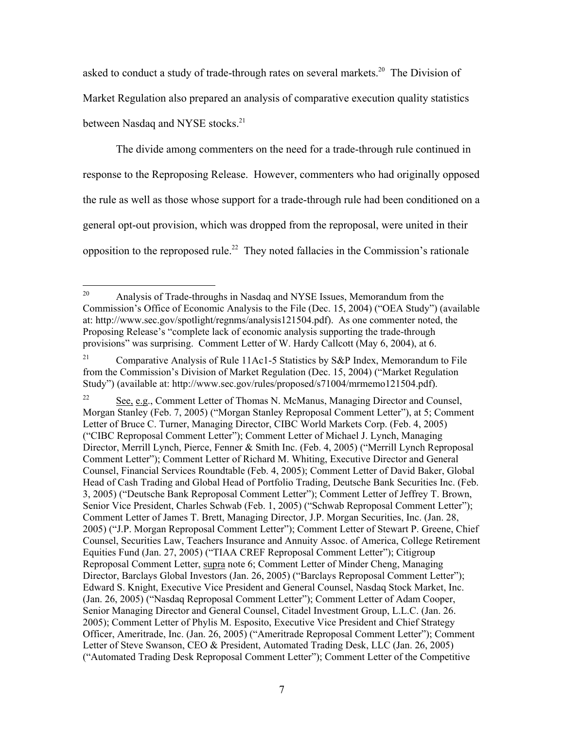asked to conduct a study of trade-through rates on several markets.[20] The Division of Market Regulation also prepared an analysis of comparative execution quality statistics between Nasdaq and NYSE stocks.[21]

The divide among commenters on the need for a trade-through rule continued in response to the Reproposing Release. However, commenters who had originally opposed the rule as well as those whose support for a trade-through rule had been conditioned on a general opt-out provision, which was dropped from the reproposal, were united in their opposition to the reproposed rule.[22] They noted fallacies in the Commission's rationale

---

[20] Analysis of Trade-throughs in Nasdaq and NYSE Issues, Memorandum from the Commission's Office of Economic Analysis to the File (Dec. 15, 2004) ("OEA Study") (available at: http://www.sec.gov/spotlight/regnms/analysis121504.pdf). As one commenter noted, the Proposing Release's "complete lack of economic analysis supporting the trade-through provisions" was surprising. Comment Letter of W. Hardy Callcott (May 6, 2004), at 6.

[21] Comparative Analysis of Rule 11Ac1-5 Statistics by S&P Index, Memorandum to File from the Commission's Division of Market Regulation (Dec. 15, 2004) ("Market Regulation Study") (available at: http://www.sec.gov/rules/proposed/s71004/mrmemo121504.pdf).

[22] See, e.g., Comment Letter of Thomas N. McManus, Managing Director and Counsel, Morgan Stanley (Feb. 7, 2005) ("Morgan Stanley Reproposal Comment Letter"), at 5; Comment Letter of Bruce C. Turner, Managing Director, CIBC World Markets Corp. (Feb. 4, 2005) ("CIBC Reproposal Comment Letter"); Comment Letter of Michael J. Lynch, Managing Director, Merrill Lynch, Pierce, Fenner & Smith Inc. (Feb. 4, 2005) ("Merrill Lynch Reproposal Comment Letter"); Comment Letter of Richard M. Whiting, Executive Director and General Counsel, Financial Services Roundtable (Feb. 4, 2005); Comment Letter of David Baker, Global Head of Cash Trading and Global Head of Portfolio Trading, Deutsche Bank Securities Inc. (Feb. 3, 2005) ("Deutsche Bank Reproposal Comment Letter"); Comment Letter of Jeffrey T. Brown, Senior Vice President, Charles Schwab (Feb. 1, 2005) ("Schwab Reproposal Comment Letter"); Comment Letter of James T. Brett, Managing Director, J.P. Morgan Securities, Inc. (Jan. 28, 2005) ("J.P. Morgan Reproposal Comment Letter"); Comment Letter of Stewart P. Greene, Chief Counsel, Securities Law, Teachers Insurance and Annuity Assoc. of America, College Retirement Equities Fund (Jan. 27, 2005) ("TIAA CREF Reproposal Comment Letter"); Citigroup Reproposal Comment Letter, supra note 6; Comment Letter of Minder Cheng, Managing Director, Barclays Global Investors (Jan. 26, 2005) ("Barclays Reproposal Comment Letter"); Edward S. Knight, Executive Vice President and General Counsel, Nasdaq Stock Market, Inc. (Jan. 26, 2005) ("Nasdaq Reproposal Comment Letter"); Comment Letter of Adam Cooper, Senior Managing Director and General Counsel, Citadel Investment Group, L.L.C. (Jan. 26. 2005); Comment Letter of Phylis M. Esposito, Executive Vice President and Chief Strategy Officer, Ameritrade, Inc. (Jan. 26, 2005) ("Ameritrade Reproposal Comment Letter"); Comment Letter of Steve Swanson, CEO & President, Automated Trading Desk, LLC (Jan. 26, 2005) ("Automated Trading Desk Reproposal Comment Letter"); Comment Letter of the Competitive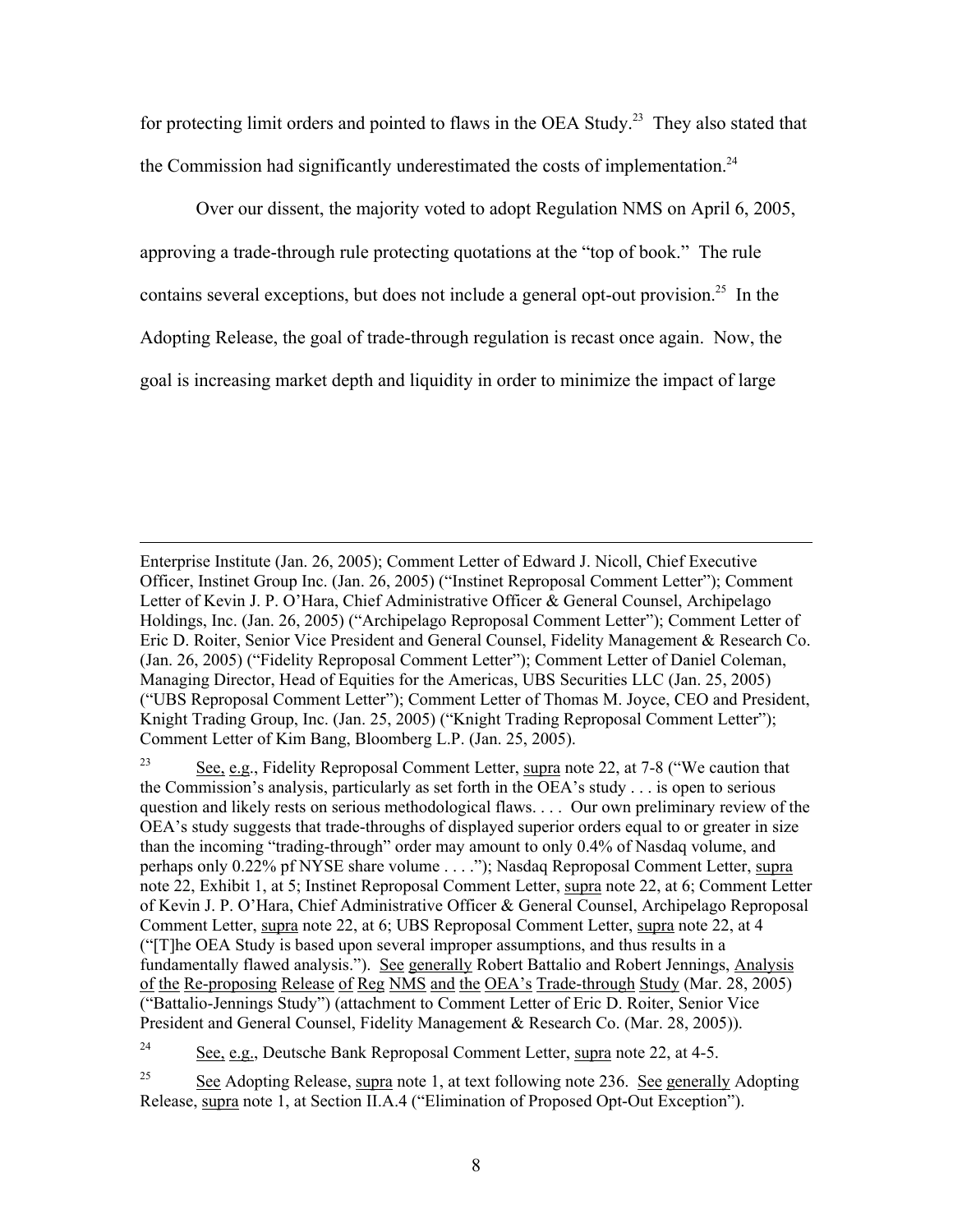for protecting limit orders and pointed to flaws in the OEA Study.[23] They also stated that the Commission had significantly underestimated the costs of implementation.[24]

Over our dissent, the majority voted to adopt Regulation NMS on April 6, 2005, approving a trade-through rule protecting quotations at the "top of book." The rule contains several exceptions, but does not include a general opt-out provision.[25] In the Adopting Release, the goal of trade-through regulation is recast once again. Now, the goal is increasing market depth and liquidity in order to minimize the impact of large

---

Enterprise Institute (Jan. 26, 2005); Comment Letter of Edward J. Nicoll, Chief Executive Officer, Instinet Group Inc. (Jan. 26, 2005) ("Instinet Reproposal Comment Letter"); Comment Letter of Kevin J. P. O'Hara, Chief Administrative Officer & General Counsel, Archipelago Holdings, Inc. (Jan. 26, 2005) ("Archipelago Reproposal Comment Letter"); Comment Letter of Eric D. Roiter, Senior Vice President and General Counsel, Fidelity Management & Research Co. (Jan. 26, 2005) ("Fidelity Reproposal Comment Letter"); Comment Letter of Daniel Coleman, Managing Director, Head of Equities for the Americas, UBS Securities LLC (Jan. 25, 2005) ("UBS Reproposal Comment Letter"); Comment Letter of Thomas M. Joyce, CEO and President, Knight Trading Group, Inc. (Jan. 25, 2005) ("Knight Trading Reproposal Comment Letter"); Comment Letter of Kim Bang, Bloomberg L.P. (Jan. 25, 2005).

[23] See, e.g., Fidelity Reproposal Comment Letter, supra note 22, at 7-8 ("We caution that the Commission's analysis, particularly as set forth in the OEA's study . . . is open to serious question and likely rests on serious methodological flaws. . . . Our own preliminary review of the OEA's study suggests that trade-throughs of displayed superior orders equal to or greater in size than the incoming "trading-through" order may amount to only 0.4% of Nasdaq volume, and perhaps only 0.22% pf NYSE share volume . . . ."); Nasdaq Reproposal Comment Letter, supra note 22, Exhibit 1, at 5; Instinet Reproposal Comment Letter, supra note 22, at 6; Comment Letter of Kevin J. P. O'Hara, Chief Administrative Officer & General Counsel, Archipelago Reproposal Comment Letter, supra note 22, at 6; UBS Reproposal Comment Letter, supra note 22, at 4 ("[T]he OEA Study is based upon several improper assumptions, and thus results in a fundamentally flawed analysis."). See generally Robert Battalio and Robert Jennings, Analysis of the Re-proposing Release of Reg NMS and the OEA's Trade-through Study (Mar. 28, 2005) ("Battalio-Jennings Study") (attachment to Comment Letter of Eric D. Roiter, Senior Vice President and General Counsel, Fidelity Management & Research Co. (Mar. 28, 2005)).

[24] See, e.g., Deutsche Bank Reproposal Comment Letter, supra note 22, at 4-5.

[25] See Adopting Release, supra note 1, at text following note 236. See generally Adopting Release, supra note 1, at Section II.A.4 ("Elimination of Proposed Opt-Out Exception").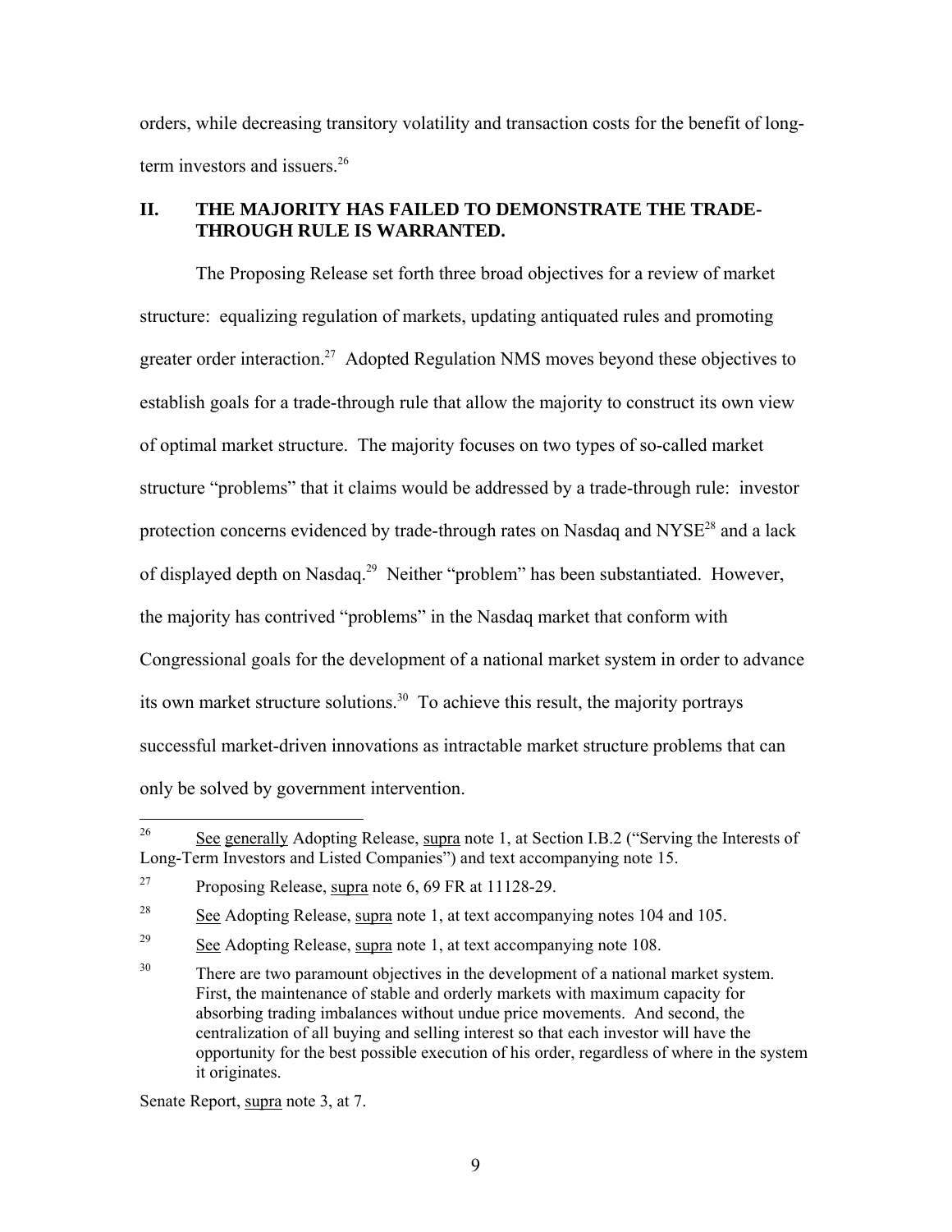orders, while decreasing transitory volatility and transaction costs for the benefit of long-term investors and issuers.[26]

## II. THE MAJORITY HAS FAILED TO DEMONSTRATE THE TRADE-THROUGH RULE IS WARRANTED.

The Proposing Release set forth three broad objectives for a review of market structure: equalizing regulation of markets, updating antiquated rules and promoting greater order interaction.[27] Adopted Regulation NMS moves beyond these objectives to establish goals for a trade-through rule that allow the majority to construct its own view of optimal market structure. The majority focuses on two types of so-called market structure "problems" that it claims would be addressed by a trade-through rule: investor protection concerns evidenced by trade-through rates on Nasdaq and NYSE[28] and a lack of displayed depth on Nasdaq.[29] Neither "problem" has been substantiated. However, the majority has contrived "problems" in the Nasdaq market that conform with Congressional goals for the development of a national market system in order to advance its own market structure solutions.[30] To achieve this result, the majority portrays successful market-driven innovations as intractable market structure problems that can only be solved by government intervention.

---

[26] See generally Adopting Release, supra note 1, at Section I.B.2 ("Serving the Interests of Long-Term Investors and Listed Companies") and text accompanying note 15.

[27] Proposing Release, supra note 6, 69 FR at 11128-29.

[28] See Adopting Release, supra note 1, at text accompanying notes 104 and 105.

[29] See Adopting Release, supra note 1, at text accompanying note 108.

[30] There are two paramount objectives in the development of a national market system. First, the maintenance of stable and orderly markets with maximum capacity for absorbing trading imbalances without undue price movements. And second, the centralization of all buying and selling interest so that each investor will have the opportunity for the best possible execution of his order, regardless of where in the system it originates.

Senate Report, supra note 3, at 7.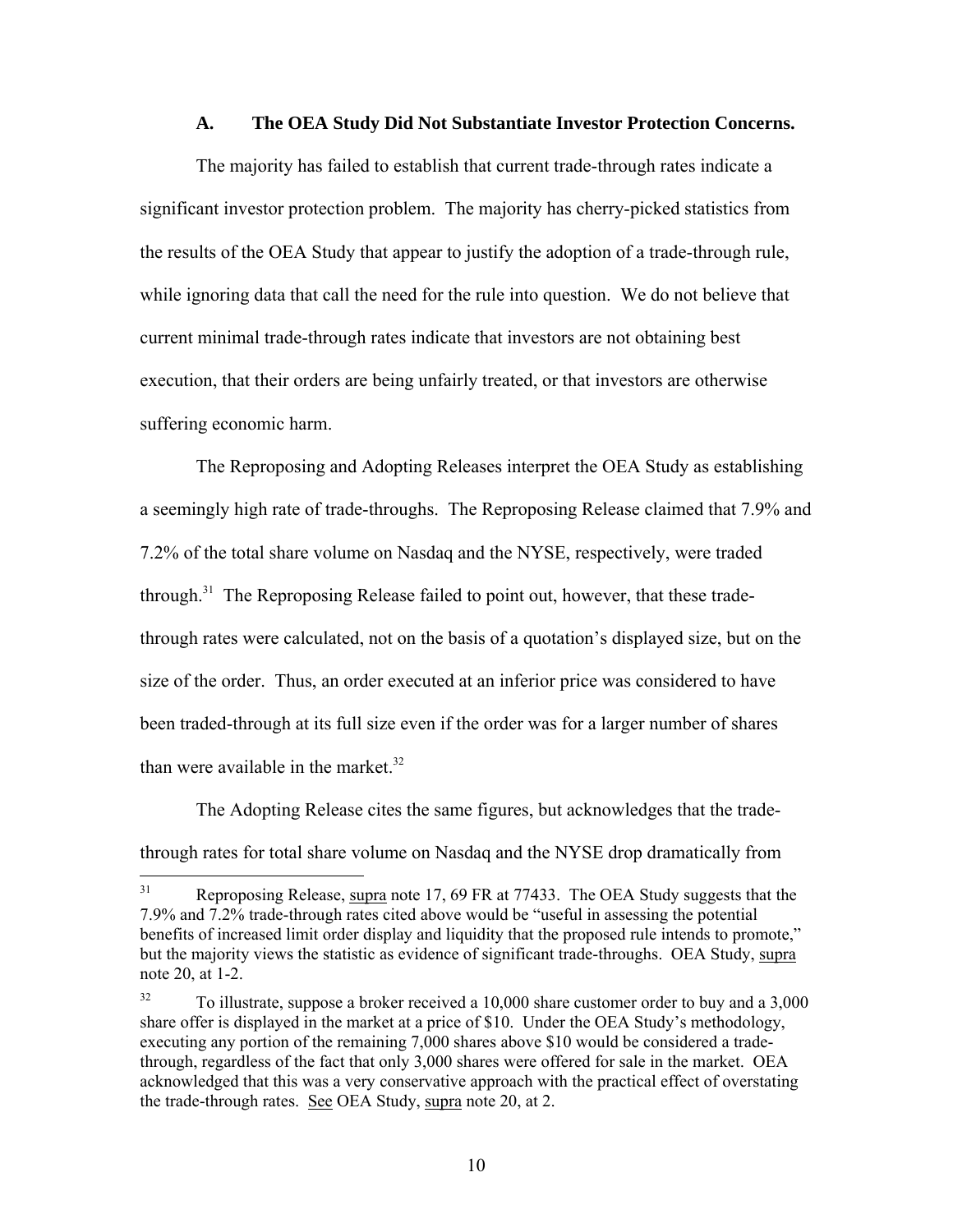### A. The OEA Study Did Not Substantiate Investor Protection Concerns.

The majority has failed to establish that current trade-through rates indicate a significant investor protection problem. The majority has cherry-picked statistics from the results of the OEA Study that appear to justify the adoption of a trade-through rule, while ignoring data that call the need for the rule into question. We do not believe that current minimal trade-through rates indicate that investors are not obtaining best execution, that their orders are being unfairly treated, or that investors are otherwise suffering economic harm.

The Reproposing and Adopting Releases interpret the OEA Study as establishing a seemingly high rate of trade-throughs. The Reproposing Release claimed that 7.9% and 7.2% of the total share volume on Nasdaq and the NYSE, respectively, were traded through.[31] The Reproposing Release failed to point out, however, that these trade-through rates were calculated, not on the basis of a quotation's displayed size, but on the size of the order. Thus, an order executed at an inferior price was considered to have been traded-through at its full size even if the order was for a larger number of shares than were available in the market.[32]

The Adopting Release cites the same figures, but acknowledges that the trade-through rates for total share volume on Nasdaq and the NYSE drop dramatically from

---

[31] Reproposing Release, supra note 17, 69 FR at 77433. The OEA Study suggests that the 7.9% and 7.2% trade-through rates cited above would be "useful in assessing the potential benefits of increased limit order display and liquidity that the proposed rule intends to promote," but the majority views the statistic as evidence of significant trade-throughs. OEA Study, supra note 20, at 1-2.

[32] To illustrate, suppose a broker received a 10,000 share customer order to buy and a 3,000 share offer is displayed in the market at a price of $10. Under the OEA Study's methodology, executing any portion of the remaining 7,000 shares above $10 would be considered a trade-through, regardless of the fact that only 3,000 shares were offered for sale in the market. OEA acknowledged that this was a very conservative approach with the practical effect of overstating the trade-through rates. See OEA Study, supra note 20, at 2.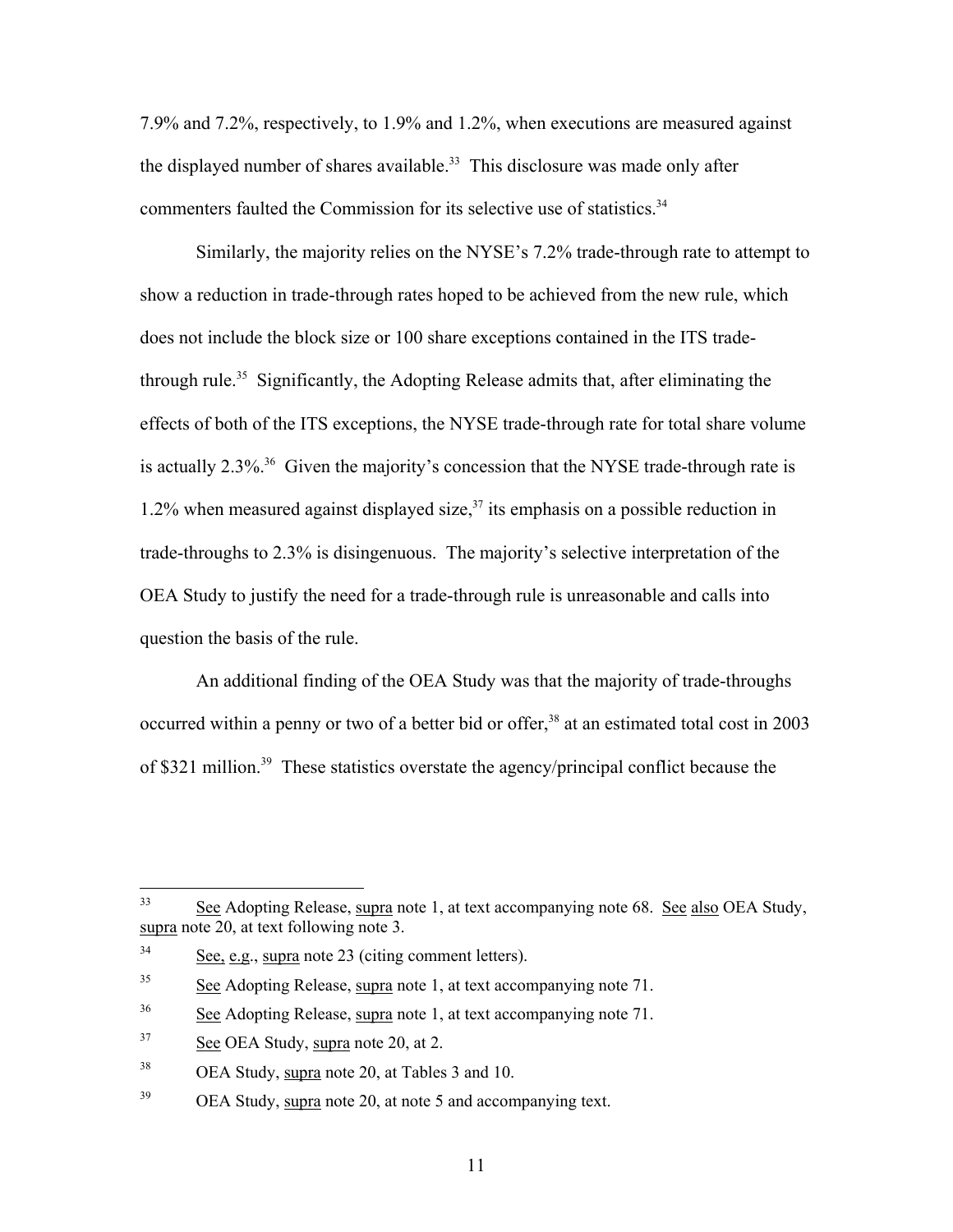7.9% and 7.2%, respectively, to 1.9% and 1.2%, when executions are measured against the displayed number of shares available.[33] This disclosure was made only after commenters faulted the Commission for its selective use of statistics.[34]

Similarly, the majority relies on the NYSE's 7.2% trade-through rate to attempt to show a reduction in trade-through rates hoped to be achieved from the new rule, which does not include the block size or 100 share exceptions contained in the ITS trade-through rule.[35] Significantly, the Adopting Release admits that, after eliminating the effects of both of the ITS exceptions, the NYSE trade-through rate for total share volume is actually 2.3%.[36] Given the majority's concession that the NYSE trade-through rate is 1.2% when measured against displayed size,[37] its emphasis on a possible reduction in trade-throughs to 2.3% is disingenuous. The majority's selective interpretation of the OEA Study to justify the need for a trade-through rule is unreasonable and calls into question the basis of the rule.

An additional finding of the OEA Study was that the majority of trade-throughs occurred within a penny or two of a better bid or offer,[38] at an estimated total cost in 2003 of $321 million.[39] These statistics overstate the agency/principal conflict because the

---

[33] See Adopting Release, supra note 1, at text accompanying note 68. See also OEA Study, supra note 20, at text following note 3.

[34] See, e.g., supra note 23 (citing comment letters).

[35] See Adopting Release, supra note 1, at text accompanying note 71.

[36] See Adopting Release, supra note 1, at text accompanying note 71.

[37] See OEA Study, supra note 20, at 2.

[38] OEA Study, supra note 20, at Tables 3 and 10.

[39] OEA Study, supra note 20, at note 5 and accompanying text.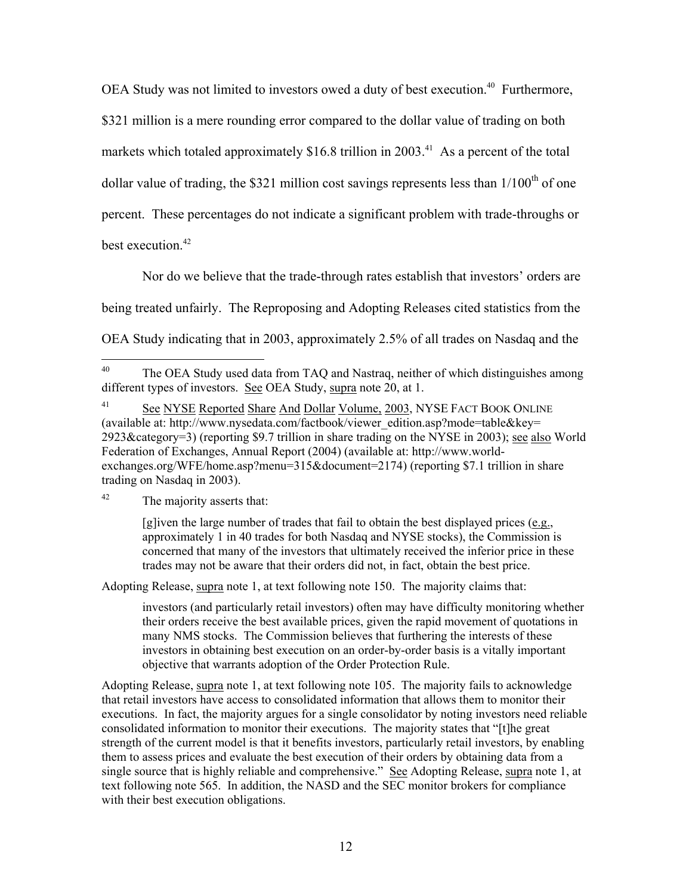OEA Study was not limited to investors owed a duty of best execution.[40] Furthermore, $321 million is a mere rounding error compared to the dollar value of trading on both markets which totaled approximately $16.8 trillion in 2003.[41] As a percent of the total dollar value of trading, the $321 million cost savings represents less than 1/100[th] of one percent. These percentages do not indicate a significant problem with trade-throughs or best execution.[42]

Nor do we believe that the trade-through rates establish that investors' orders are being treated unfairly. The Reproposing and Adopting Releases cited statistics from the OEA Study indicating that in 2003, approximately 2.5% of all trades on Nasdaq and the

---

[40] The OEA Study used data from TAQ and Nastraq, neither of which distinguishes among different types of investors. See OEA Study, supra note 20, at 1.

[41] See NYSE Reported Share And Dollar Volume, 2003, NYSE FACT BOOK ONLINE (available at: http://www.nysedata.com/factbook/viewer_edition.asp?mode=table&key=2923&category=3) (reporting $9.7 trillion in share trading on the NYSE in 2003); see also World Federation of Exchanges, Annual Report (2004) (available at: http://www.world-exchanges.org/WFE/home.asp?menu=315&document=2174) (reporting $7.1 trillion in share trading on Nasdaq in 2003).

[42] The majority asserts that:

> [g]iven the large number of trades that fail to obtain the best displayed prices (e.g., approximately 1 in 40 trades for both Nasdaq and NYSE stocks), the Commission is concerned that many of the investors that ultimately received the inferior price in these trades may not be aware that their orders did not, in fact, obtain the best price.

Adopting Release, supra note 1, at text following note 150. The majority claims that:

> investors (and particularly retail investors) often may have difficulty monitoring whether their orders receive the best available prices, given the rapid movement of quotations in many NMS stocks. The Commission believes that furthering the interests of these investors in obtaining best execution on an order-by-order basis is a vitally important objective that warrants adoption of the Order Protection Rule.

Adopting Release, supra note 1, at text following note 105. The majority fails to acknowledge that retail investors have access to consolidated information that allows them to monitor their executions. In fact, the majority argues for a single consolidator by noting investors need reliable consolidated information to monitor their executions. The majority states that "[t]he great strength of the current model is that it benefits investors, particularly retail investors, by enabling them to assess prices and evaluate the best execution of their orders by obtaining data from a single source that is highly reliable and comprehensive." See Adopting Release, supra note 1, at text following note 565. In addition, the NASD and the SEC monitor brokers for compliance with their best execution obligations.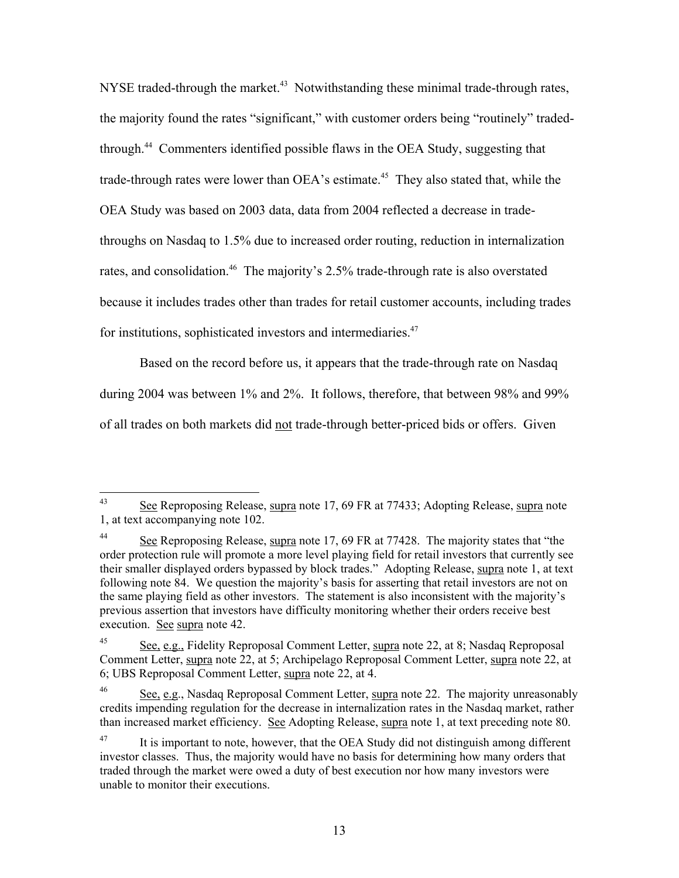NYSE traded-through the market.[43] Notwithstanding these minimal trade-through rates, the majority found the rates "significant," with customer orders being "routinely" traded-through.[44] Commenters identified possible flaws in the OEA Study, suggesting that trade-through rates were lower than OEA's estimate.[45] They also stated that, while the OEA Study was based on 2003 data, data from 2004 reflected a decrease in trade-throughs on Nasdaq to 1.5% due to increased order routing, reduction in internalization rates, and consolidation.[46] The majority's 2.5% trade-through rate is also overstated because it includes trades other than trades for retail customer accounts, including trades for institutions, sophisticated investors and intermediaries.[47]

Based on the record before us, it appears that the trade-through rate on Nasdaq during 2004 was between 1% and 2%. It follows, therefore, that between 98% and 99% of all trades on both markets did <u>not</u> trade-through better-priced bids or offers. Given

---

[43] <u>See</u> Reproposing Release, <u>supra</u> note 17, 69 FR at 77433; Adopting Release, <u>supra</u> note 1, at text accompanying note 102.

[44] <u>See</u> Reproposing Release, <u>supra</u> note 17, 69 FR at 77428. The majority states that "the order protection rule will promote a more level playing field for retail investors that currently see their smaller displayed orders bypassed by block trades." Adopting Release, <u>supra</u> note 1, at text following note 84. We question the majority's basis for asserting that retail investors are not on the same playing field as other investors. The statement is also inconsistent with the majority's previous assertion that investors have difficulty monitoring whether their orders receive best execution. <u>See</u> <u>supra</u> note 42.

[45] <u>See, e.g.,</u> Fidelity Reproposal Comment Letter, <u>supra</u> note 22, at 8; Nasdaq Reproposal Comment Letter, <u>supra</u> note 22, at 5; Archipelago Reproposal Comment Letter, <u>supra</u> note 22, at 6; UBS Reproposal Comment Letter, <u>supra</u> note 22, at 4.

[46] <u>See, e.g.</u>, Nasdaq Reproposal Comment Letter, <u>supra</u> note 22. The majority unreasonably credits impending regulation for the decrease in internalization rates in the Nasdaq market, rather than increased market efficiency. <u>See</u> Adopting Release, <u>supra</u> note 1, at text preceding note 80.

[47] It is important to note, however, that the OEA Study did not distinguish among different investor classes. Thus, the majority would have no basis for determining how many orders that traded through the market were owed a duty of best execution nor how many investors were unable to monitor their executions.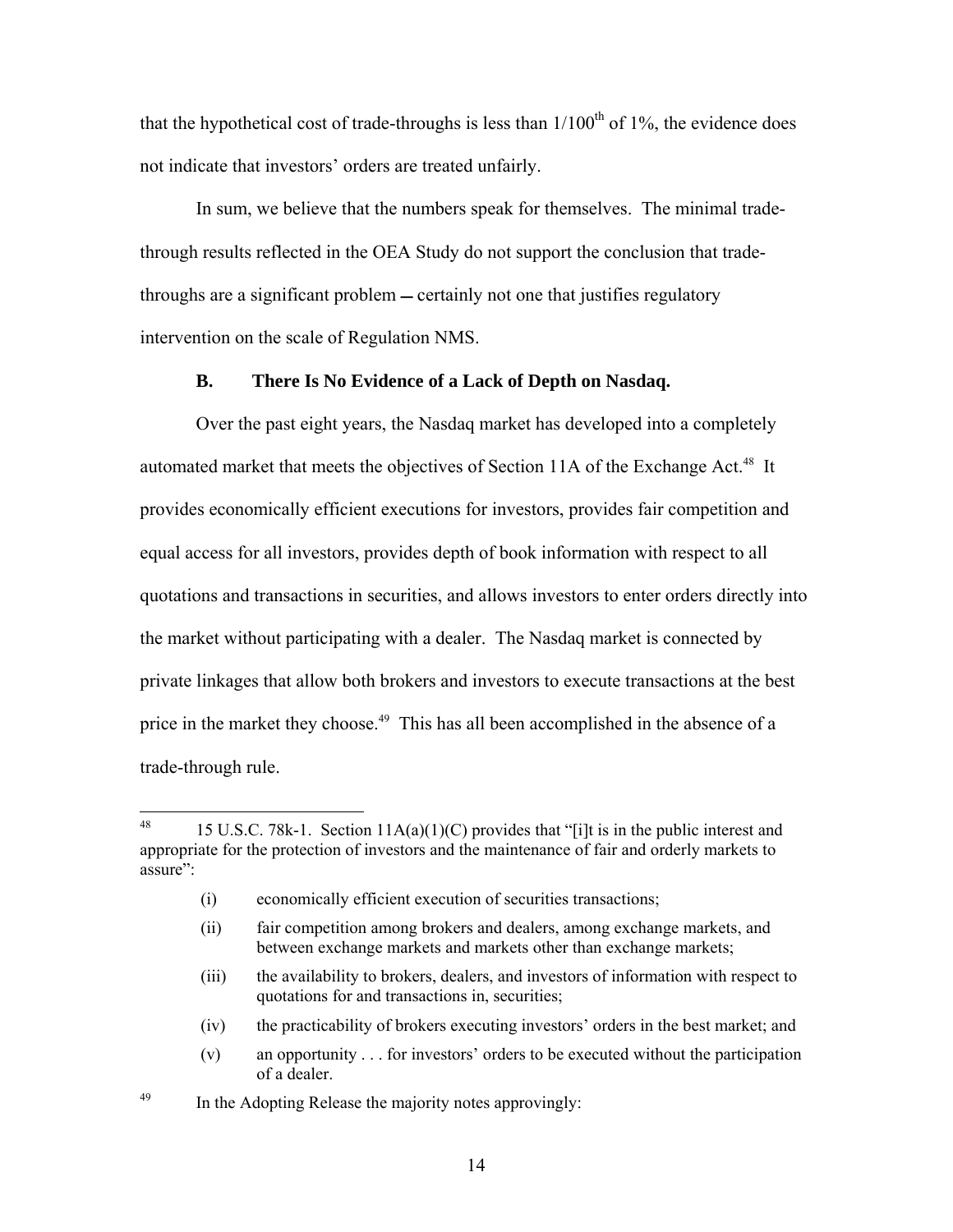that the hypothetical cost of trade-throughs is less than 1/100th of 1%, the evidence does not indicate that investors' orders are treated unfairly.

In sum, we believe that the numbers speak for themselves. The minimal trade-through results reflected in the OEA Study do not support the conclusion that trade-throughs are a significant problem — certainly not one that justifies regulatory intervention on the scale of Regulation NMS.

### B. There Is No Evidence of a Lack of Depth on Nasdaq.

Over the past eight years, the Nasdaq market has developed into a completely automated market that meets the objectives of Section 11A of the Exchange Act.[48] It provides economically efficient executions for investors, provides fair competition and equal access for all investors, provides depth of book information with respect to all quotations and transactions in securities, and allows investors to enter orders directly into the market without participating with a dealer. The Nasdaq market is connected by private linkages that allow both brokers and investors to execute transactions at the best price in the market they choose.[49] This has all been accomplished in the absence of a trade-through rule.

---

[48] 15 U.S.C. 78k-1. Section 11A(a)(1)(C) provides that "[i]t is in the public interest and appropriate for the protection of investors and the maintenance of fair and orderly markets to assure":

(i) economically efficient execution of securities transactions;

(ii) fair competition among brokers and dealers, among exchange markets, and between exchange markets and markets other than exchange markets;

(iii) the availability to brokers, dealers, and investors of information with respect to quotations for and transactions in, securities;

(iv) the practicability of brokers executing investors' orders in the best market; and

(v) an opportunity . . . for investors' orders to be executed without the participation of a dealer.

[49] In the Adopting Release the majority notes approvingly: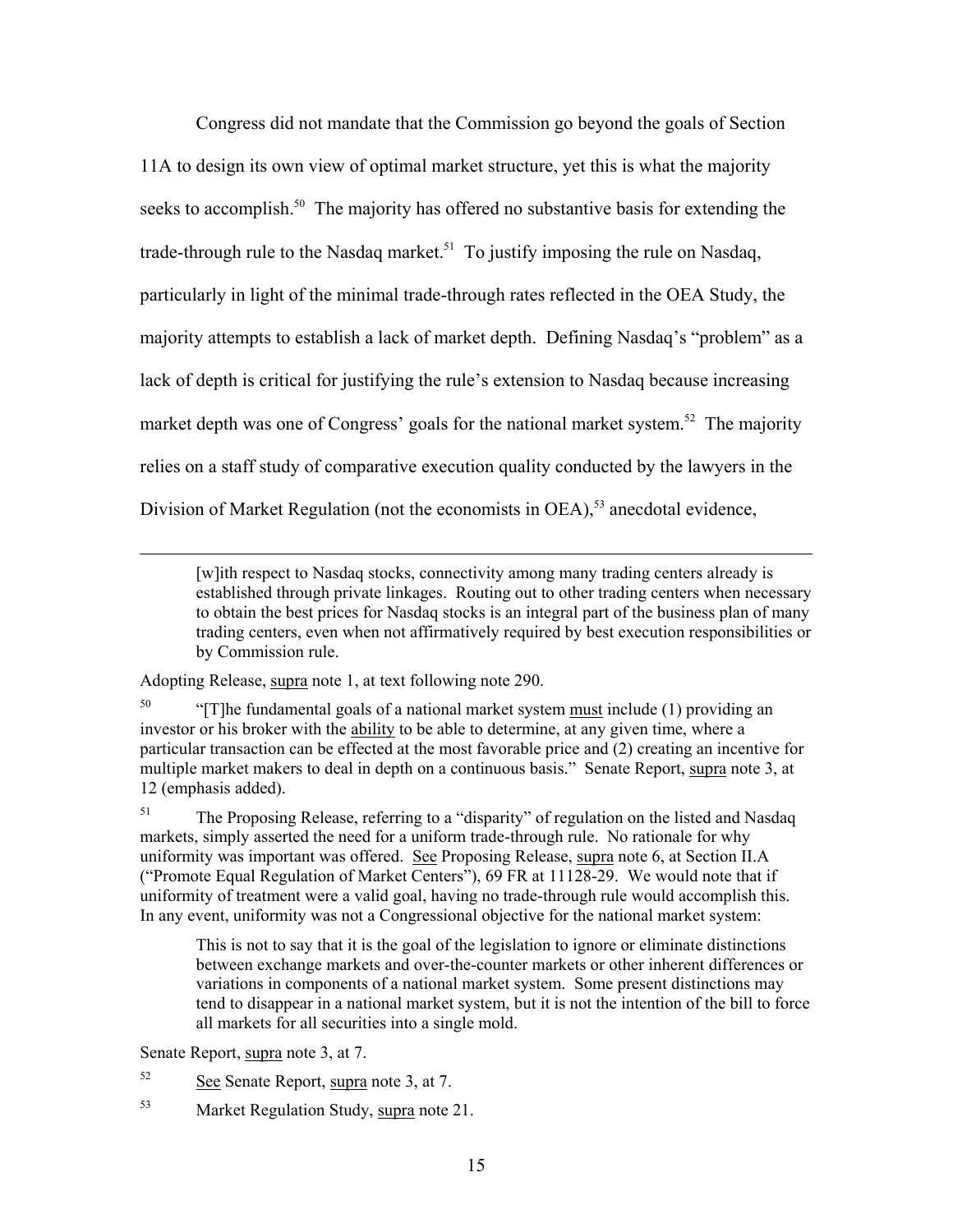Congress did not mandate that the Commission go beyond the goals of Section 11A to design its own view of optimal market structure, yet this is what the majority seeks to accomplish.[50] The majority has offered no substantive basis for extending the trade-through rule to the Nasdaq market.[51] To justify imposing the rule on Nasdaq, particularly in light of the minimal trade-through rates reflected in the OEA Study, the majority attempts to establish a lack of market depth. Defining Nasdaq's "problem" as a lack of depth is critical for justifying the rule's extension to Nasdaq because increasing market depth was one of Congress' goals for the national market system.[52] The majority relies on a staff study of comparative execution quality conducted by the lawyers in the Division of Market Regulation (not the economists in OEA),[53] anecdotal evidence,

---

> [w]ith respect to Nasdaq stocks, connectivity among many trading centers already is established through private linkages. Routing out to other trading centers when necessary to obtain the best prices for Nasdaq stocks is an integral part of the business plan of many trading centers, even when not affirmatively required by best execution responsibilities or by Commission rule.

Adopting Release, supra note 1, at text following note 290.

[50] "[T]he fundamental goals of a national market system must include (1) providing an investor or his broker with the ability to be able to determine, at any given time, where a particular transaction can be effected at the most favorable price and (2) creating an incentive for multiple market makers to deal in depth on a continuous basis." Senate Report, supra note 3, at 12 (emphasis added).

[51] The Proposing Release, referring to a "disparity" of regulation on the listed and Nasdaq markets, simply asserted the need for a uniform trade-through rule. No rationale for why uniformity was important was offered. See Proposing Release, supra note 6, at Section II.A ("Promote Equal Regulation of Market Centers"), 69 FR at 11128-29. We would note that if uniformity of treatment were a valid goal, having no trade-through rule would accomplish this. In any event, uniformity was not a Congressional objective for the national market system:

> This is not to say that it is the goal of the legislation to ignore or eliminate distinctions between exchange markets and over-the-counter markets or other inherent differences or variations in components of a national market system. Some present distinctions may tend to disappear in a national market system, but it is not the intention of the bill to force all markets for all securities into a single mold.

Senate Report, supra note 3, at 7.

[52] See Senate Report, supra note 3, at 7.

[53] Market Regulation Study, supra note 21.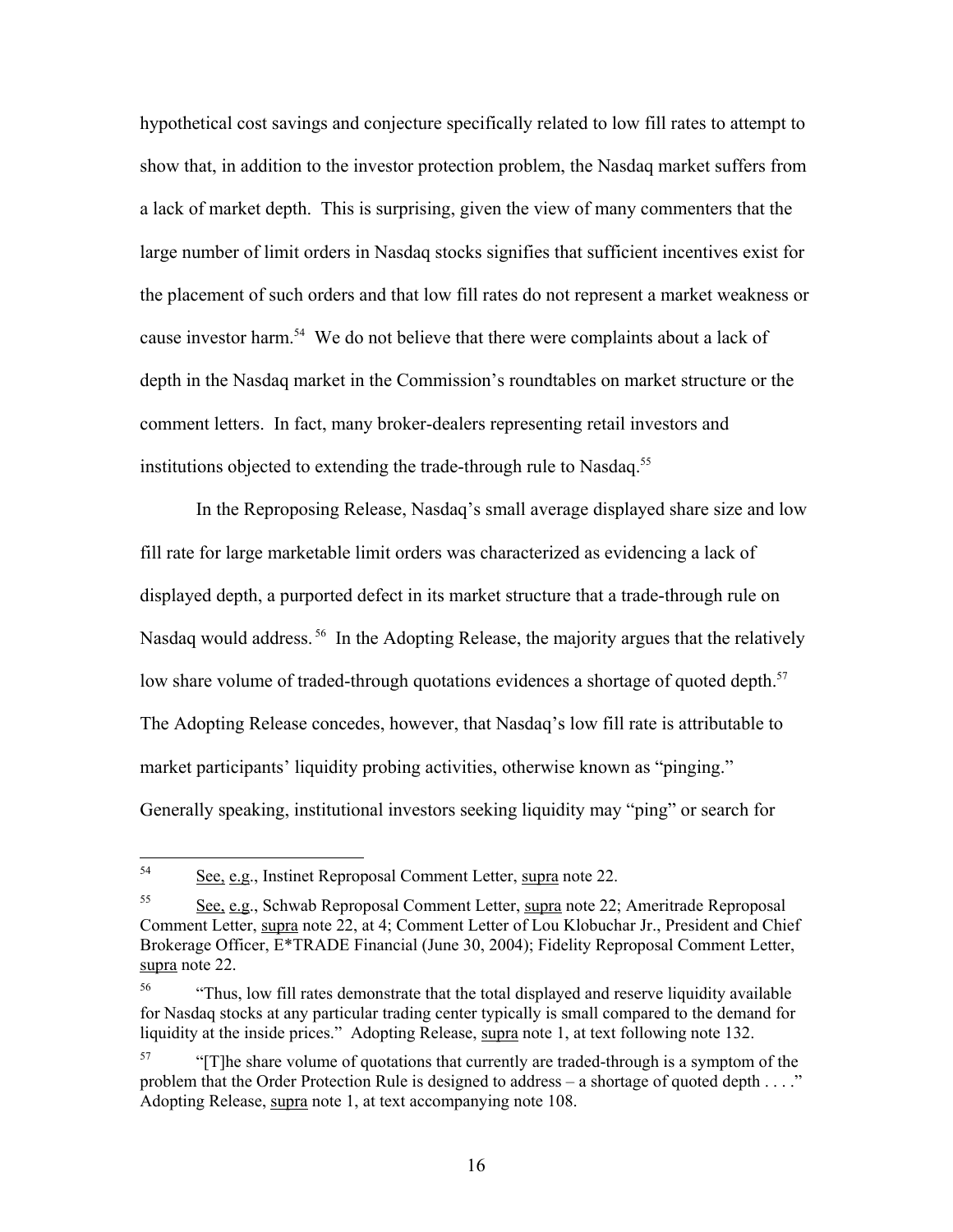hypothetical cost savings and conjecture specifically related to low fill rates to attempt to show that, in addition to the investor protection problem, the Nasdaq market suffers from a lack of market depth. This is surprising, given the view of many commenters that the large number of limit orders in Nasdaq stocks signifies that sufficient incentives exist for the placement of such orders and that low fill rates do not represent a market weakness or cause investor harm.[54] We do not believe that there were complaints about a lack of depth in the Nasdaq market in the Commission's roundtables on market structure or the comment letters. In fact, many broker-dealers representing retail investors and institutions objected to extending the trade-through rule to Nasdaq.[55]

In the Reproposing Release, Nasdaq's small average displayed share size and low fill rate for large marketable limit orders was characterized as evidencing a lack of displayed depth, a purported defect in its market structure that a trade-through rule on Nasdaq would address.[56] In the Adopting Release, the majority argues that the relatively low share volume of traded-through quotations evidences a shortage of quoted depth.[57] The Adopting Release concedes, however, that Nasdaq's low fill rate is attributable to market participants' liquidity probing activities, otherwise known as "pinging." Generally speaking, institutional investors seeking liquidity may "ping" or search for

---

[54] See, e.g., Instinet Reproposal Comment Letter, supra note 22.

[55] See, e.g., Schwab Reproposal Comment Letter, supra note 22; Ameritrade Reproposal Comment Letter, supra note 22, at 4; Comment Letter of Lou Klobuchar Jr., President and Chief Brokerage Officer, E*TRADE Financial (June 30, 2004); Fidelity Reproposal Comment Letter, supra note 22.

[56] "Thus, low fill rates demonstrate that the total displayed and reserve liquidity available for Nasdaq stocks at any particular trading center typically is small compared to the demand for liquidity at the inside prices." Adopting Release, supra note 1, at text following note 132.

[57] "[T]he share volume of quotations that currently are traded-through is a symptom of the problem that the Order Protection Rule is designed to address – a shortage of quoted depth . . . ." Adopting Release, supra note 1, at text accompanying note 108.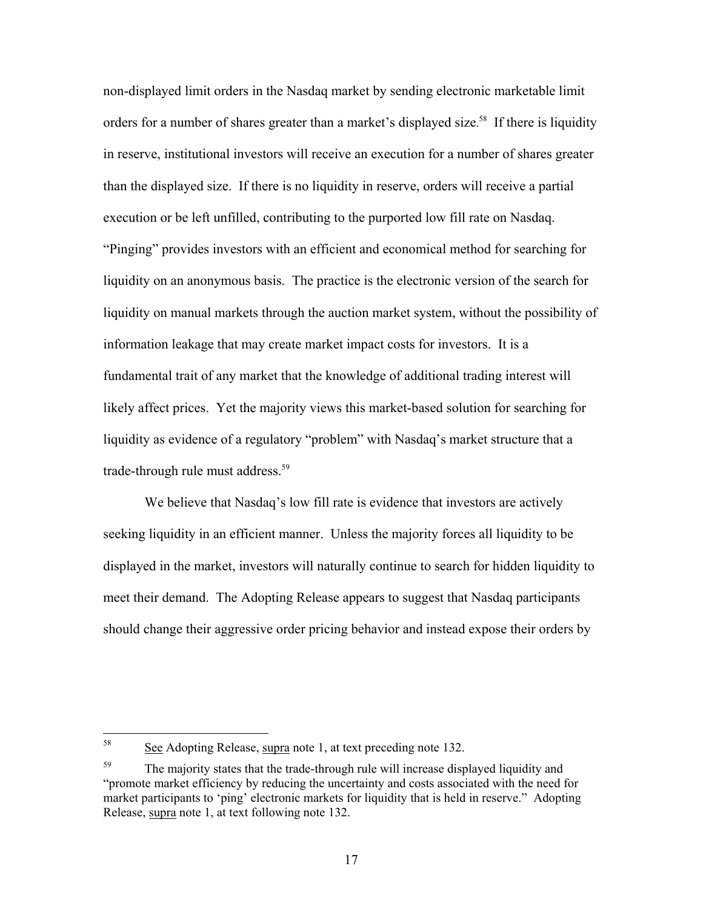non-displayed limit orders in the Nasdaq market by sending electronic marketable limit orders for a number of shares greater than a market's displayed size.[58] If there is liquidity in reserve, institutional investors will receive an execution for a number of shares greater than the displayed size. If there is no liquidity in reserve, orders will receive a partial execution or be left unfilled, contributing to the purported low fill rate on Nasdaq. "Pinging" provides investors with an efficient and economical method for searching for liquidity on an anonymous basis. The practice is the electronic version of the search for liquidity on manual markets through the auction market system, without the possibility of information leakage that may create market impact costs for investors. It is a fundamental trait of any market that the knowledge of additional trading interest will likely affect prices. Yet the majority views this market-based solution for searching for liquidity as evidence of a regulatory "problem" with Nasdaq's market structure that a trade-through rule must address.[59]

We believe that Nasdaq's low fill rate is evidence that investors are actively seeking liquidity in an efficient manner. Unless the majority forces all liquidity to be displayed in the market, investors will naturally continue to search for hidden liquidity to meet their demand. The Adopting Release appears to suggest that Nasdaq participants should change their aggressive order pricing behavior and instead expose their orders by

---

[58] See Adopting Release, supra note 1, at text preceding note 132.

[59] The majority states that the trade-through rule will increase displayed liquidity and "promote market efficiency by reducing the uncertainty and costs associated with the need for market participants to 'ping' electronic markets for liquidity that is held in reserve." Adopting Release, supra note 1, at text following note 132.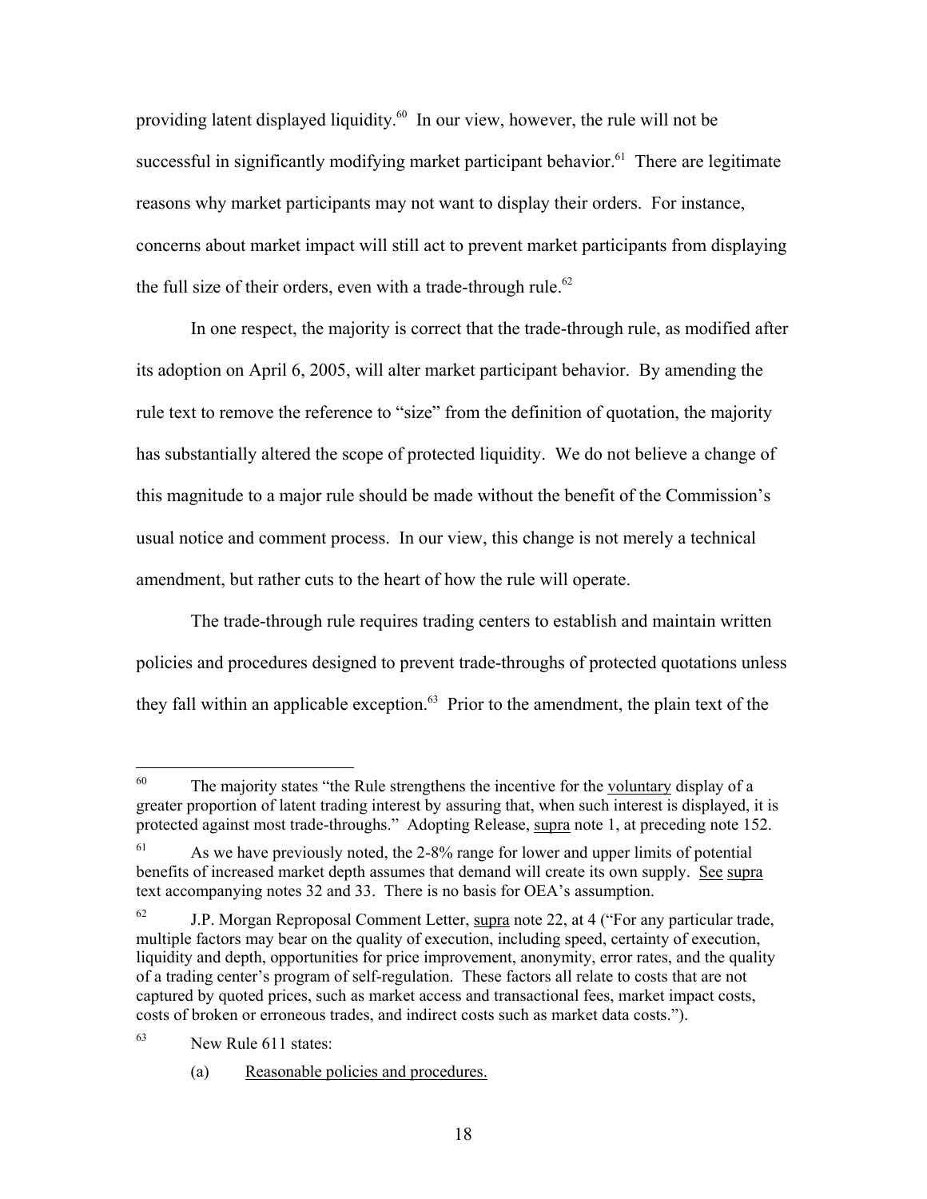providing latent displayed liquidity.[60] In our view, however, the rule will not be successful in significantly modifying market participant behavior.[61] There are legitimate reasons why market participants may not want to display their orders. For instance, concerns about market impact will still act to prevent market participants from displaying the full size of their orders, even with a trade-through rule.[62]

In one respect, the majority is correct that the trade-through rule, as modified after its adoption on April 6, 2005, will alter market participant behavior. By amending the rule text to remove the reference to "size" from the definition of quotation, the majority has substantially altered the scope of protected liquidity. We do not believe a change of this magnitude to a major rule should be made without the benefit of the Commission's usual notice and comment process. In our view, this change is not merely a technical amendment, but rather cuts to the heart of how the rule will operate.

The trade-through rule requires trading centers to establish and maintain written policies and procedures designed to prevent trade-throughs of protected quotations unless they fall within an applicable exception.[63] Prior to the amendment, the plain text of the

---

[60] The majority states "the Rule strengthens the incentive for the voluntary display of a greater proportion of latent trading interest by assuring that, when such interest is displayed, it is protected against most trade-throughs." Adopting Release, supra note 1, at preceding note 152.

[61] As we have previously noted, the 2-8% range for lower and upper limits of potential benefits of increased market depth assumes that demand will create its own supply. See supra text accompanying notes 32 and 33. There is no basis for OEA's assumption.

[62] J.P. Morgan Reproposal Comment Letter, supra note 22, at 4 ("For any particular trade, multiple factors may bear on the quality of execution, including speed, certainty of execution, liquidity and depth, opportunities for price improvement, anonymity, error rates, and the quality of a trading center's program of self-regulation. These factors all relate to costs that are not captured by quoted prices, such as market access and transactional fees, market impact costs, costs of broken or erroneous trades, and indirect costs such as market data costs.").

[63] New Rule 611 states:

(a) Reasonable policies and procedures.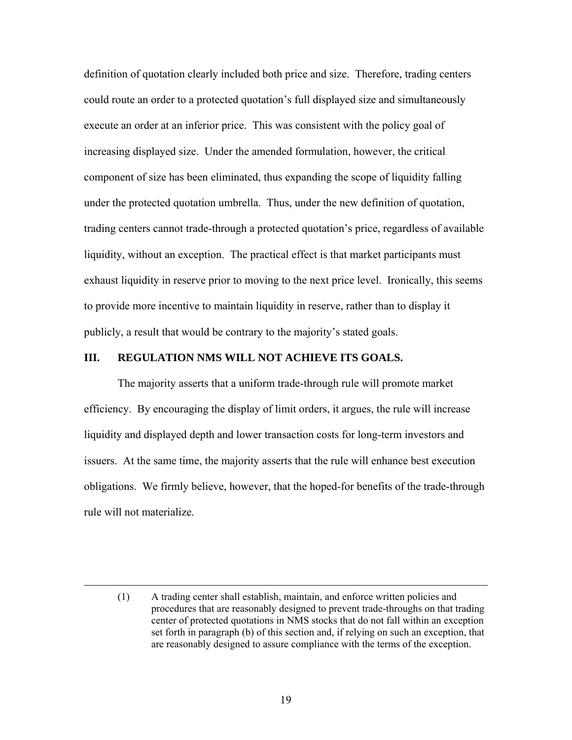definition of quotation clearly included both price and size. Therefore, trading centers could route an order to a protected quotation's full displayed size and simultaneously execute an order at an inferior price. This was consistent with the policy goal of increasing displayed size. Under the amended formulation, however, the critical component of size has been eliminated, thus expanding the scope of liquidity falling under the protected quotation umbrella. Thus, under the new definition of quotation, trading centers cannot trade-through a protected quotation's price, regardless of available liquidity, without an exception. The practical effect is that market participants must exhaust liquidity in reserve prior to moving to the next price level. Ironically, this seems to provide more incentive to maintain liquidity in reserve, rather than to display it publicly, a result that would be contrary to the majority's stated goals.

## III. REGULATION NMS WILL NOT ACHIEVE ITS GOALS.

The majority asserts that a uniform trade-through rule will promote market efficiency. By encouraging the display of limit orders, it argues, the rule will increase liquidity and displayed depth and lower transaction costs for long-term investors and issuers. At the same time, the majority asserts that the rule will enhance best execution obligations. We firmly believe, however, that the hoped-for benefits of the trade-through rule will not materialize.

---

(1) A trading center shall establish, maintain, and enforce written policies and procedures that are reasonably designed to prevent trade-throughs on that trading center of protected quotations in NMS stocks that do not fall within an exception set forth in paragraph (b) of this section and, if relying on such an exception, that are reasonably designed to assure compliance with the terms of the exception.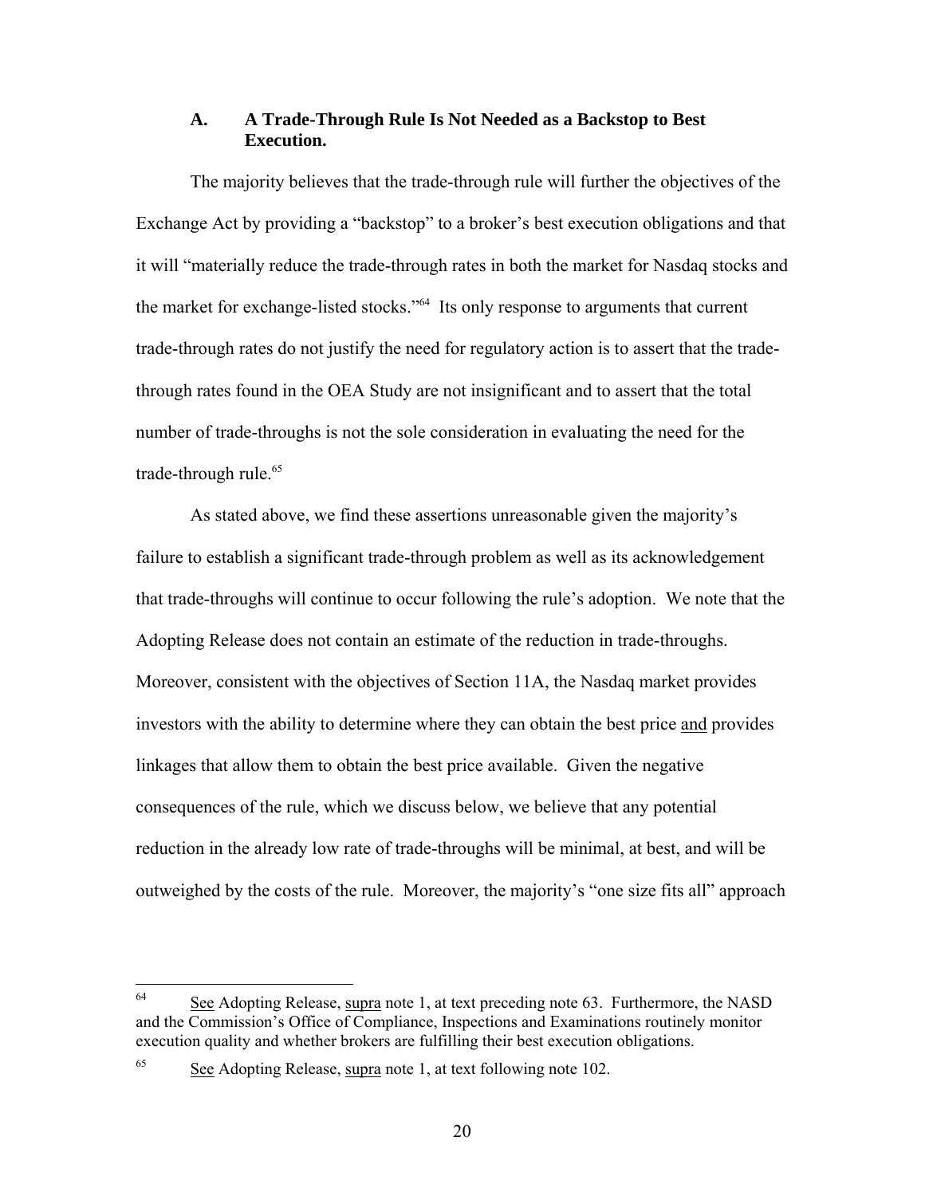### A. A Trade-Through Rule Is Not Needed as a Backstop to Best Execution.

The majority believes that the trade-through rule will further the objectives of the Exchange Act by providing a "backstop" to a broker's best execution obligations and that it will "materially reduce the trade-through rates in both the market for Nasdaq stocks and the market for exchange-listed stocks."[64] Its only response to arguments that current trade-through rates do not justify the need for regulatory action is to assert that the trade-through rates found in the OEA Study are not insignificant and to assert that the total number of trade-throughs is not the sole consideration in evaluating the need for the trade-through rule.[65]

As stated above, we find these assertions unreasonable given the majority's failure to establish a significant trade-through problem as well as its acknowledgement that trade-throughs will continue to occur following the rule's adoption. We note that the Adopting Release does not contain an estimate of the reduction in trade-throughs. Moreover, consistent with the objectives of Section 11A, the Nasdaq market provides investors with the ability to determine where they can obtain the best price <u>and</u> provides linkages that allow them to obtain the best price available. Given the negative consequences of the rule, which we discuss below, we believe that any potential reduction in the already low rate of trade-throughs will be minimal, at best, and will be outweighed by the costs of the rule. Moreover, the majority's "one size fits all" approach

---

[64] <u>See</u> Adopting Release, <u>supra</u> note 1, at text preceding note 63. Furthermore, the NASD and the Commission's Office of Compliance, Inspections and Examinations routinely monitor execution quality and whether brokers are fulfilling their best execution obligations.

[65] <u>See</u> Adopting Release, <u>supra</u> note 1, at text following note 102.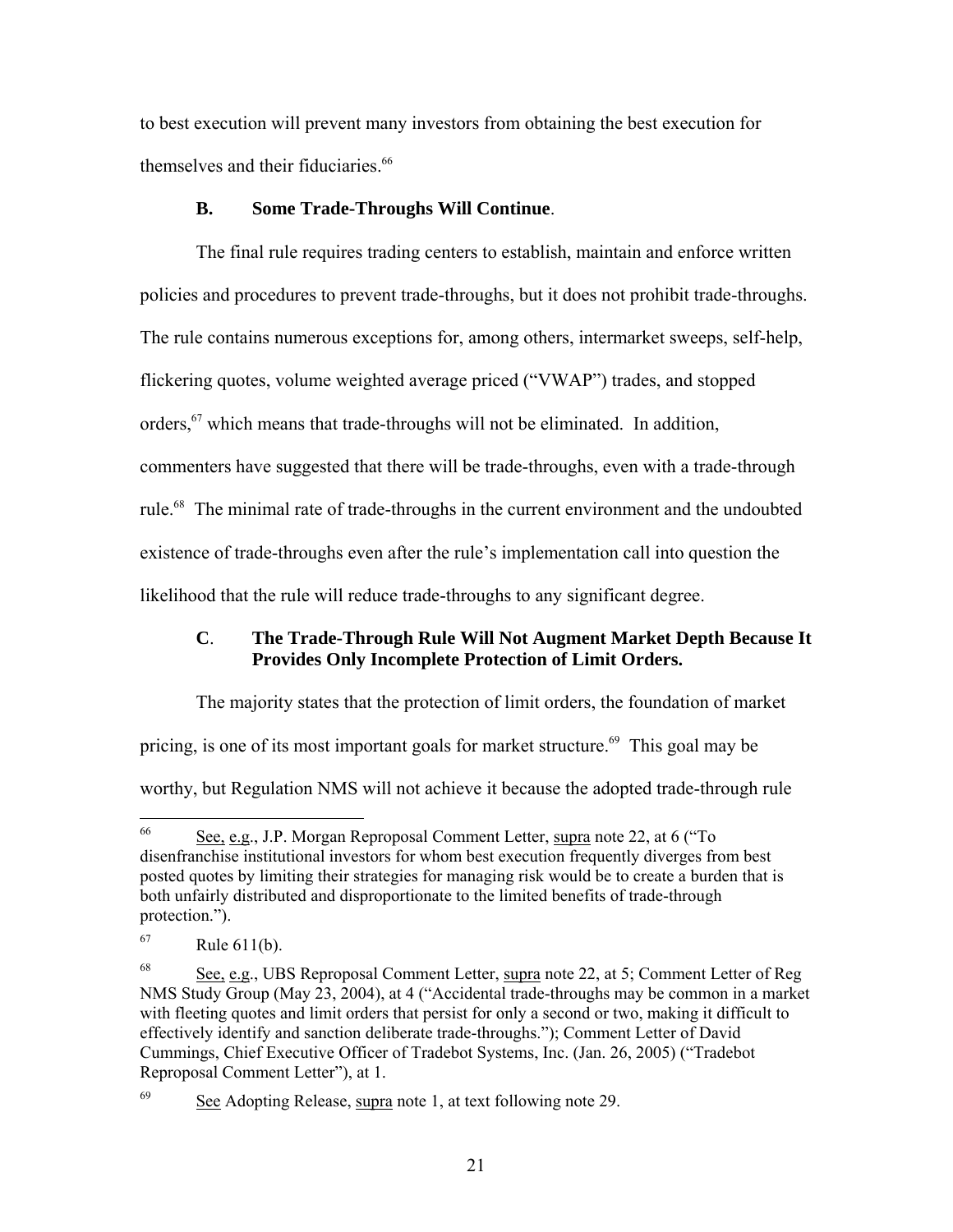to best execution will prevent many investors from obtaining the best execution for themselves and their fiduciaries.[66]

### B. Some Trade-Throughs Will Continue.

The final rule requires trading centers to establish, maintain and enforce written policies and procedures to prevent trade-throughs, but it does not prohibit trade-throughs. The rule contains numerous exceptions for, among others, intermarket sweeps, self-help, flickering quotes, volume weighted average priced ("VWAP") trades, and stopped orders,[67] which means that trade-throughs will not be eliminated. In addition, commenters have suggested that there will be trade-throughs, even with a trade-through rule.[68] The minimal rate of trade-throughs in the current environment and the undoubted existence of trade-throughs even after the rule's implementation call into question the likelihood that the rule will reduce trade-throughs to any significant degree.

### C. The Trade-Through Rule Will Not Augment Market Depth Because It Provides Only Incomplete Protection of Limit Orders.

The majority states that the protection of limit orders, the foundation of market pricing, is one of its most important goals for market structure.[69] This goal may be worthy, but Regulation NMS will not achieve it because the adopted trade-through rule

---

[66] See, e.g., J.P. Morgan Reproposal Comment Letter, supra note 22, at 6 ("To disenfranchise institutional investors for whom best execution frequently diverges from best posted quotes by limiting their strategies for managing risk would be to create a burden that is both unfairly distributed and disproportionate to the limited benefits of trade-through protection.").

[67] Rule 611(b).

[68] See, e.g., UBS Reproposal Comment Letter, supra note 22, at 5; Comment Letter of Reg NMS Study Group (May 23, 2004), at 4 ("Accidental trade-throughs may be common in a market with fleeting quotes and limit orders that persist for only a second or two, making it difficult to effectively identify and sanction deliberate trade-throughs."); Comment Letter of David Cummings, Chief Executive Officer of Tradebot Systems, Inc. (Jan. 26, 2005) ("Tradebot Reproposal Comment Letter"), at 1.

[69] See Adopting Release, supra note 1, at text following note 29.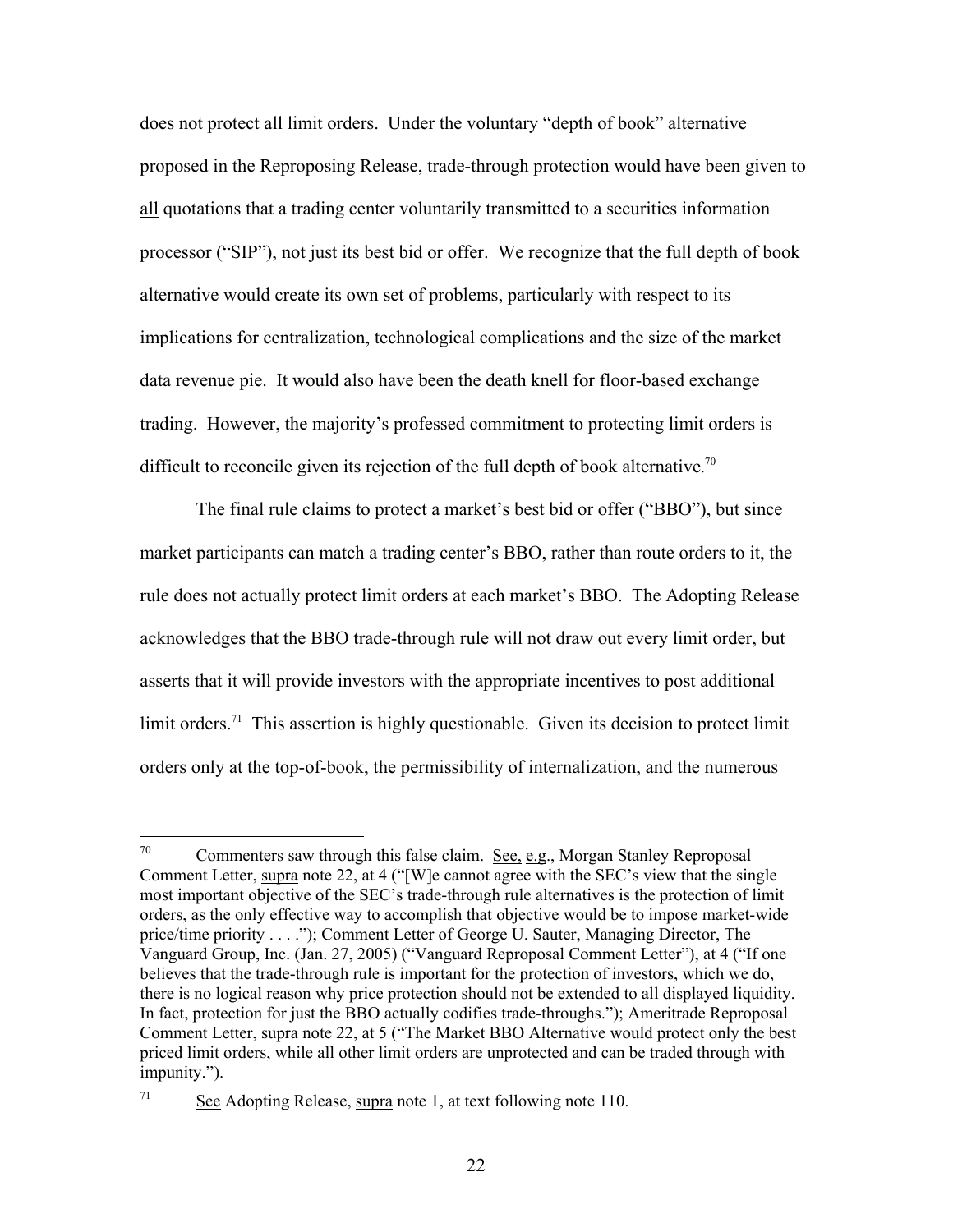does not protect all limit orders. Under the voluntary "depth of book" alternative proposed in the Reproposing Release, trade-through protection would have been given to all quotations that a trading center voluntarily transmitted to a securities information processor ("SIP"), not just its best bid or offer. We recognize that the full depth of book alternative would create its own set of problems, particularly with respect to its implications for centralization, technological complications and the size of the market data revenue pie. It would also have been the death knell for floor-based exchange trading. However, the majority's professed commitment to protecting limit orders is difficult to reconcile given its rejection of the full depth of book alternative.[70]

The final rule claims to protect a market's best bid or offer ("BBO"), but since market participants can match a trading center's BBO, rather than route orders to it, the rule does not actually protect limit orders at each market's BBO. The Adopting Release acknowledges that the BBO trade-through rule will not draw out every limit order, but asserts that it will provide investors with the appropriate incentives to post additional limit orders.[71] This assertion is highly questionable. Given its decision to protect limit orders only at the top-of-book, the permissibility of internalization, and the numerous

---

[70] Commenters saw through this false claim. See, e.g., Morgan Stanley Reproposal Comment Letter, supra note 22, at 4 ("[W]e cannot agree with the SEC's view that the single most important objective of the SEC's trade-through rule alternatives is the protection of limit orders, as the only effective way to accomplish that objective would be to impose market-wide price/time priority . . . ."); Comment Letter of George U. Sauter, Managing Director, The Vanguard Group, Inc. (Jan. 27, 2005) ("Vanguard Reproposal Comment Letter"), at 4 ("If one believes that the trade-through rule is important for the protection of investors, which we do, there is no logical reason why price protection should not be extended to all displayed liquidity. In fact, protection for just the BBO actually codifies trade-throughs."); Ameritrade Reproposal Comment Letter, supra note 22, at 5 ("The Market BBO Alternative would protect only the best priced limit orders, while all other limit orders are unprotected and can be traded through with impunity.").

[71] See Adopting Release, supra note 1, at text following note 110.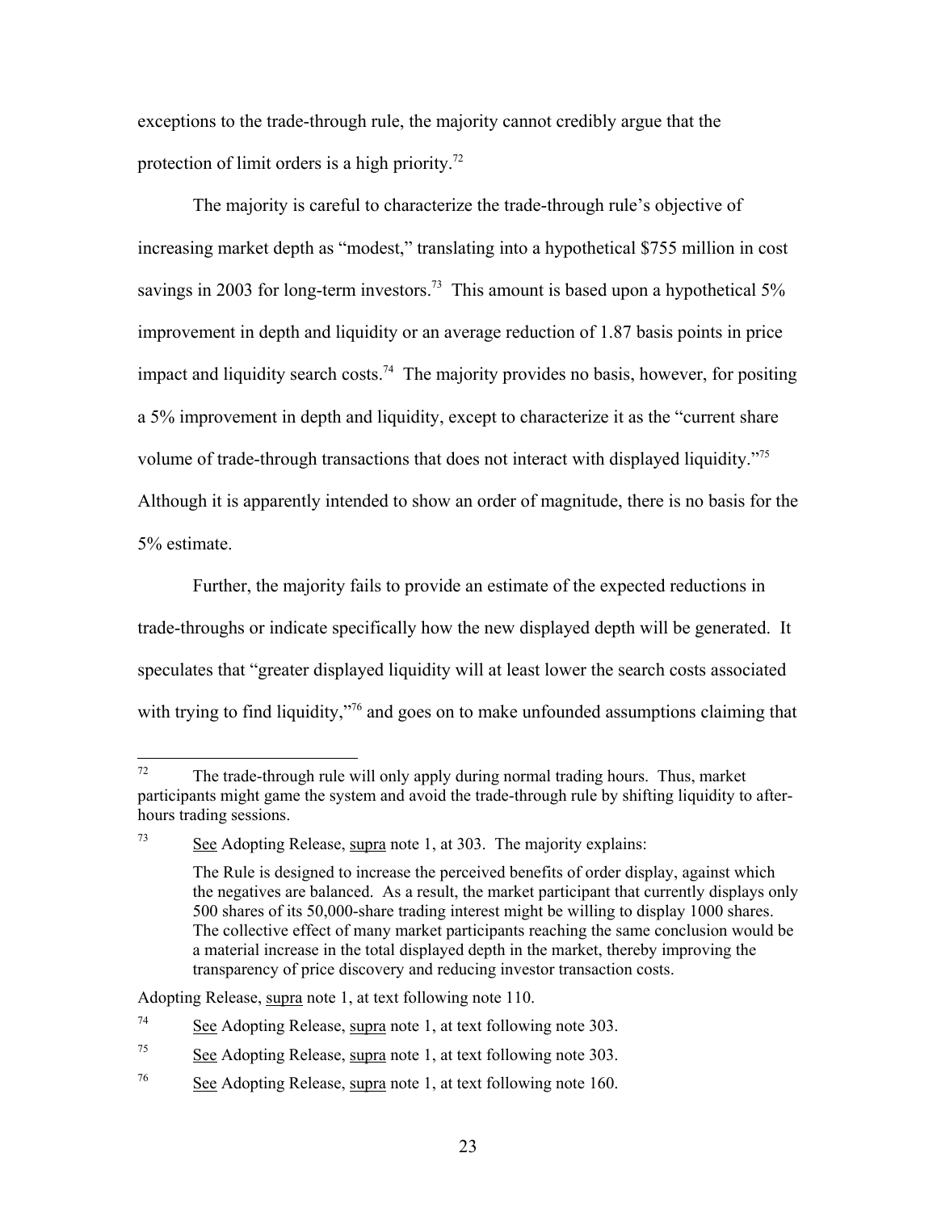exceptions to the trade-through rule, the majority cannot credibly argue that the protection of limit orders is a high priority.[72]

The majority is careful to characterize the trade-through rule's objective of increasing market depth as "modest," translating into a hypothetical $755 million in cost savings in 2003 for long-term investors.[73] This amount is based upon a hypothetical 5% improvement in depth and liquidity or an average reduction of 1.87 basis points in price impact and liquidity search costs.[74] The majority provides no basis, however, for positing a 5% improvement in depth and liquidity, except to characterize it as the "current share volume of trade-through transactions that does not interact with displayed liquidity."[75] Although it is apparently intended to show an order of magnitude, there is no basis for the 5% estimate.

Further, the majority fails to provide an estimate of the expected reductions in trade-throughs or indicate specifically how the new displayed depth will be generated. It speculates that "greater displayed liquidity will at least lower the search costs associated with trying to find liquidity,"[76] and goes on to make unfounded assumptions claiming that

---

[72] The trade-through rule will only apply during normal trading hours. Thus, market participants might game the system and avoid the trade-through rule by shifting liquidity to after-hours trading sessions.

[73] See Adopting Release, supra note 1, at 303. The majority explains:

> The Rule is designed to increase the perceived benefits of order display, against which the negatives are balanced. As a result, the market participant that currently displays only 500 shares of its 50,000-share trading interest might be willing to display 1000 shares. The collective effect of many market participants reaching the same conclusion would be a material increase in the total displayed depth in the market, thereby improving the transparency of price discovery and reducing investor transaction costs.

Adopting Release, supra note 1, at text following note 110.

[74] See Adopting Release, supra note 1, at text following note 303.

[75] See Adopting Release, supra note 1, at text following note 303.

[76] See Adopting Release, supra note 1, at text following note 160.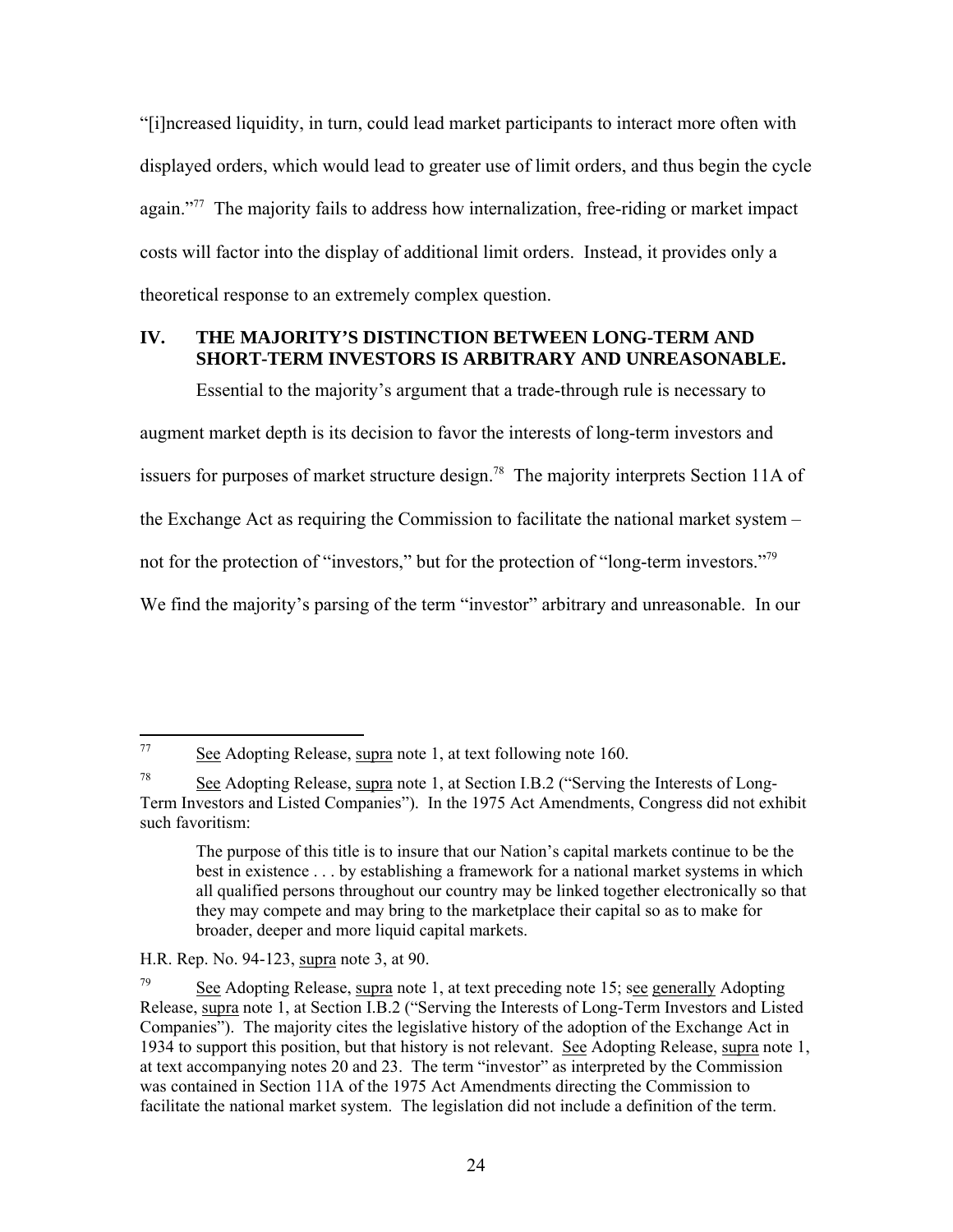"[i]ncreased liquidity, in turn, could lead market participants to interact more often with displayed orders, which would lead to greater use of limit orders, and thus begin the cycle again."[77] The majority fails to address how internalization, free-riding or market impact costs will factor into the display of additional limit orders. Instead, it provides only a theoretical response to an extremely complex question.

## IV. THE MAJORITY'S DISTINCTION BETWEEN LONG-TERM AND SHORT-TERM INVESTORS IS ARBITRARY AND UNREASONABLE.

Essential to the majority's argument that a trade-through rule is necessary to augment market depth is its decision to favor the interests of long-term investors and issuers for purposes of market structure design.[78] The majority interprets Section 11A of the Exchange Act as requiring the Commission to facilitate the national market system – not for the protection of "investors," but for the protection of "long-term investors."[79] We find the majority's parsing of the term "investor" arbitrary and unreasonable. In our

---

[77] See Adopting Release, supra note 1, at text following note 160.

[78] See Adopting Release, supra note 1, at Section I.B.2 ("Serving the Interests of Long-Term Investors and Listed Companies"). In the 1975 Act Amendments, Congress did not exhibit such favoritism:

> The purpose of this title is to insure that our Nation's capital markets continue to be the best in existence . . . by establishing a framework for a national market systems in which all qualified persons throughout our country may be linked together electronically so that they may compete and may bring to the marketplace their capital so as to make for broader, deeper and more liquid capital markets.

H.R. Rep. No. 94-123, supra note 3, at 90.

[79] See Adopting Release, supra note 1, at text preceding note 15; see generally Adopting Release, supra note 1, at Section I.B.2 ("Serving the Interests of Long-Term Investors and Listed Companies"). The majority cites the legislative history of the adoption of the Exchange Act in 1934 to support this position, but that history is not relevant. See Adopting Release, supra note 1, at text accompanying notes 20 and 23. The term "investor" as interpreted by the Commission was contained in Section 11A of the 1975 Act Amendments directing the Commission to facilitate the national market system. The legislation did not include a definition of the term.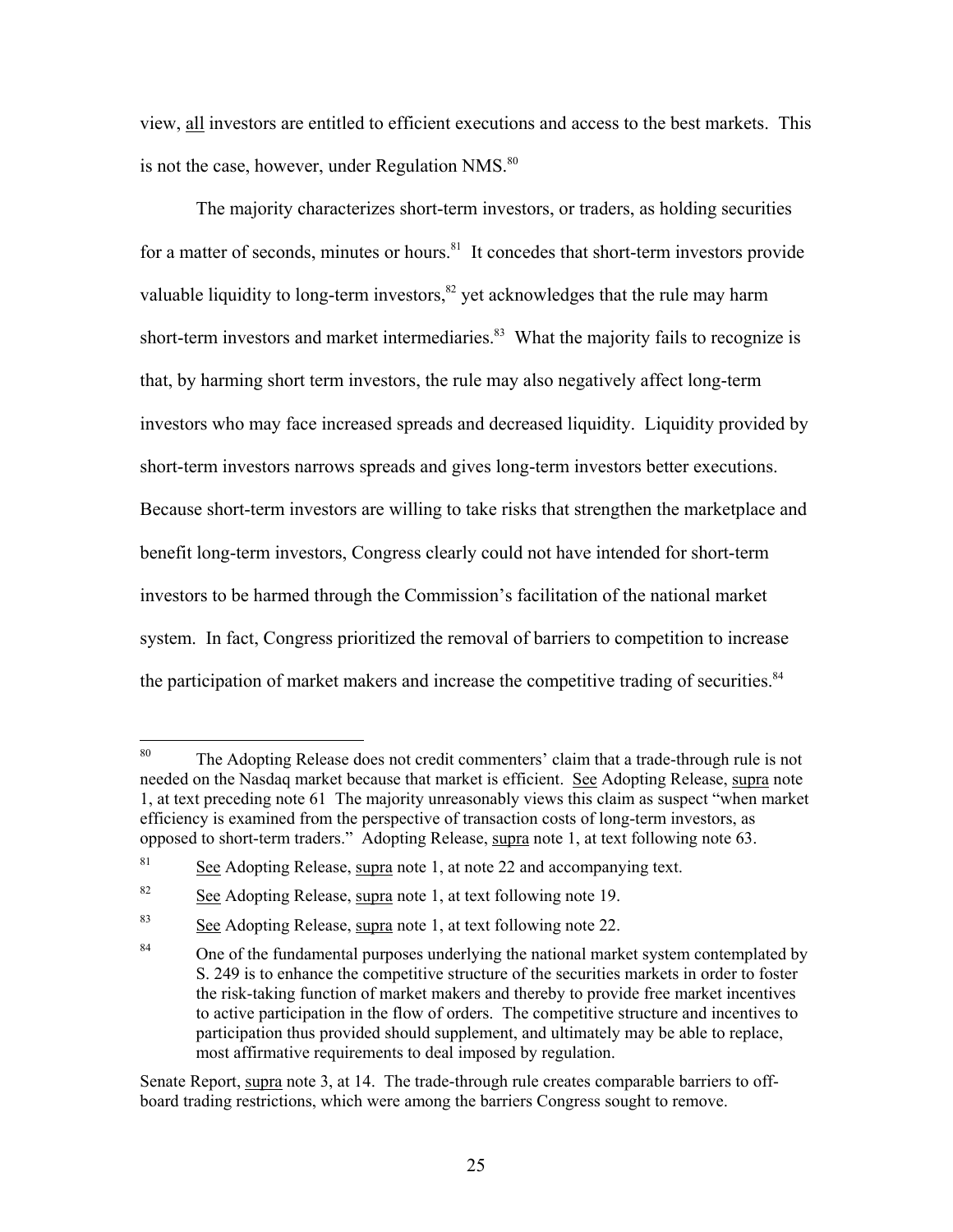view, all investors are entitled to efficient executions and access to the best markets. This is not the case, however, under Regulation NMS.[80]

The majority characterizes short-term investors, or traders, as holding securities for a matter of seconds, minutes or hours.[81] It concedes that short-term investors provide valuable liquidity to long-term investors,[82] yet acknowledges that the rule may harm short-term investors and market intermediaries.[83] What the majority fails to recognize is that, by harming short term investors, the rule may also negatively affect long-term investors who may face increased spreads and decreased liquidity. Liquidity provided by short-term investors narrows spreads and gives long-term investors better executions. Because short-term investors are willing to take risks that strengthen the marketplace and benefit long-term investors, Congress clearly could not have intended for short-term investors to be harmed through the Commission's facilitation of the national market system. In fact, Congress prioritized the removal of barriers to competition to increase the participation of market makers and increase the competitive trading of securities.[84]

---

[80] The Adopting Release does not credit commenters' claim that a trade-through rule is not needed on the Nasdaq market because that market is efficient. See Adopting Release, supra note 1, at text preceding note 61 The majority unreasonably views this claim as suspect "when market efficiency is examined from the perspective of transaction costs of long-term investors, as opposed to short-term traders." Adopting Release, supra note 1, at text following note 63.

[81] See Adopting Release, supra note 1, at note 22 and accompanying text.

[82] See Adopting Release, supra note 1, at text following note 19.

[83] See Adopting Release, supra note 1, at text following note 22.

[84] One of the fundamental purposes underlying the national market system contemplated by S. 249 is to enhance the competitive structure of the securities markets in order to foster the risk-taking function of market makers and thereby to provide free market incentives to active participation in the flow of orders. The competitive structure and incentives to participation thus provided should supplement, and ultimately may be able to replace, most affirmative requirements to deal imposed by regulation.

Senate Report, supra note 3, at 14. The trade-through rule creates comparable barriers to off-board trading restrictions, which were among the barriers Congress sought to remove.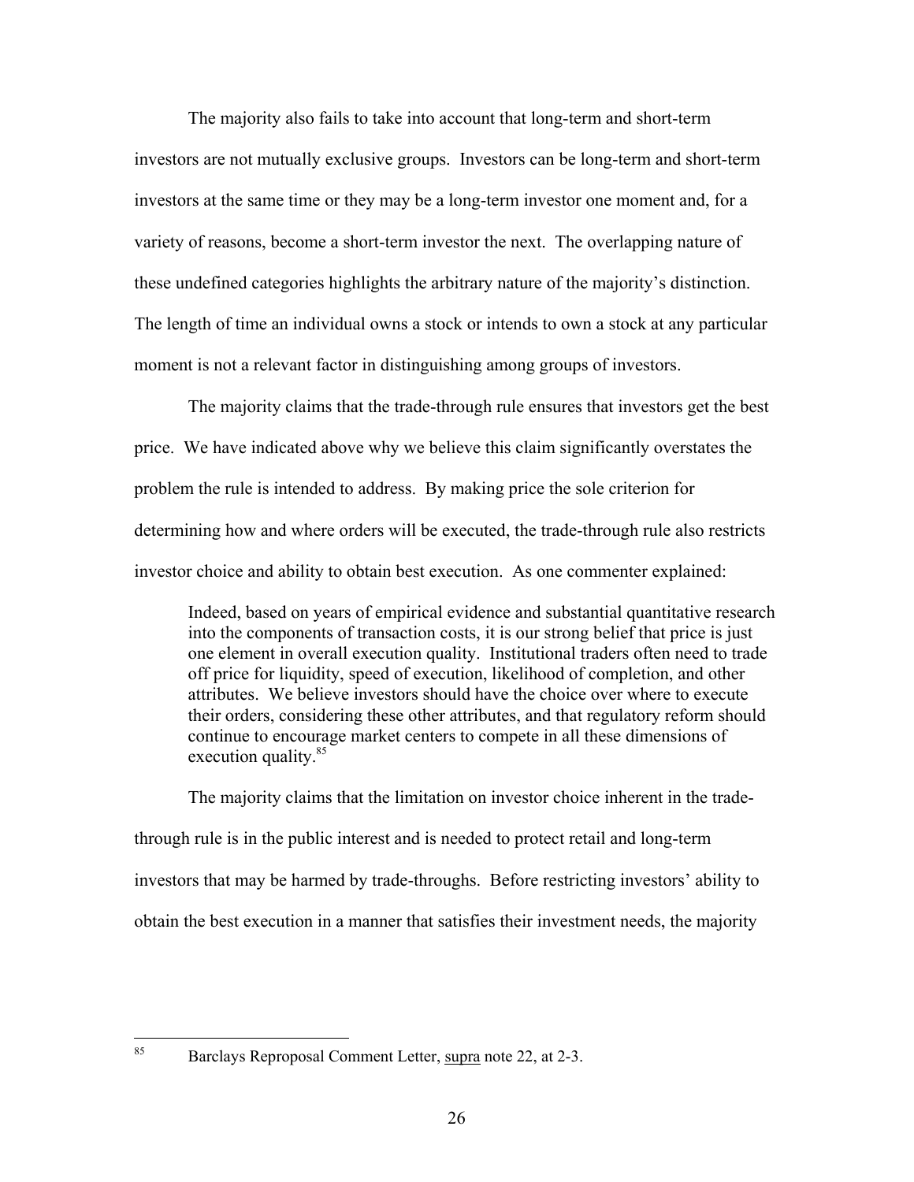The majority also fails to take into account that long-term and short-term investors are not mutually exclusive groups. Investors can be long-term and short-term investors at the same time or they may be a long-term investor one moment and, for a variety of reasons, become a short-term investor the next. The overlapping nature of these undefined categories highlights the arbitrary nature of the majority's distinction. The length of time an individual owns a stock or intends to own a stock at any particular moment is not a relevant factor in distinguishing among groups of investors.

The majority claims that the trade-through rule ensures that investors get the best price. We have indicated above why we believe this claim significantly overstates the problem the rule is intended to address. By making price the sole criterion for determining how and where orders will be executed, the trade-through rule also restricts investor choice and ability to obtain best execution. As one commenter explained:

> Indeed, based on years of empirical evidence and substantial quantitative research into the components of transaction costs, it is our strong belief that price is just one element in overall execution quality. Institutional traders often need to trade off price for liquidity, speed of execution, likelihood of completion, and other attributes. We believe investors should have the choice over where to execute their orders, considering these other attributes, and that regulatory reform should continue to encourage market centers to compete in all these dimensions of execution quality.[85]

The majority claims that the limitation on investor choice inherent in the trade-through rule is in the public interest and is needed to protect retail and long-term investors that may be harmed by trade-throughs. Before restricting investors' ability to obtain the best execution in a manner that satisfies their investment needs, the majority

---

[85] Barclays Reproposal Comment Letter, supra note 22, at 2-3.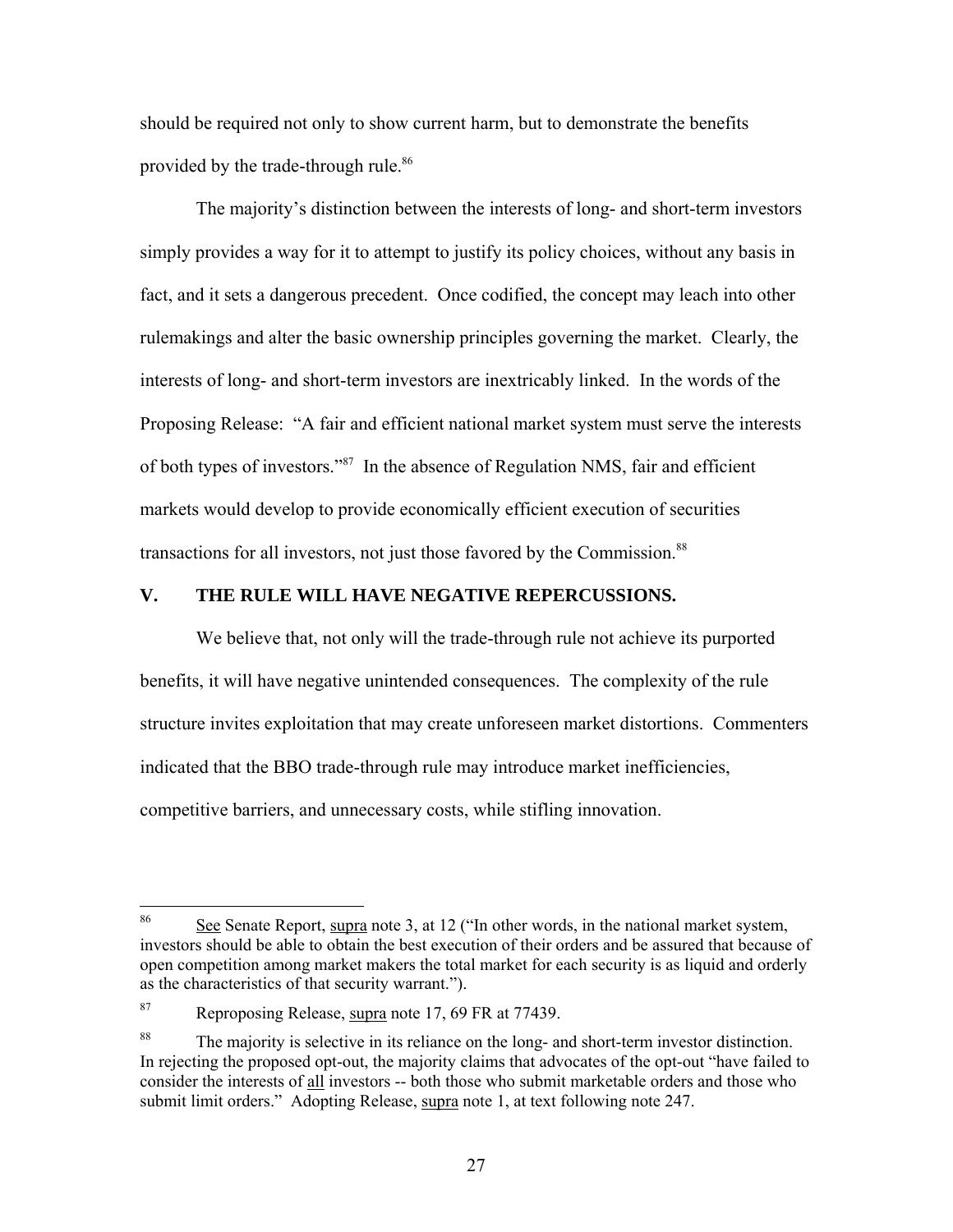should be required not only to show current harm, but to demonstrate the benefits provided by the trade-through rule.[86]

The majority's distinction between the interests of long- and short-term investors simply provides a way for it to attempt to justify its policy choices, without any basis in fact, and it sets a dangerous precedent. Once codified, the concept may leach into other rulemakings and alter the basic ownership principles governing the market. Clearly, the interests of long- and short-term investors are inextricably linked. In the words of the Proposing Release: "A fair and efficient national market system must serve the interests of both types of investors."[87] In the absence of Regulation NMS, fair and efficient markets would develop to provide economically efficient execution of securities transactions for all investors, not just those favored by the Commission.[88]

## V. THE RULE WILL HAVE NEGATIVE REPERCUSSIONS.

We believe that, not only will the trade-through rule not achieve its purported benefits, it will have negative unintended consequences. The complexity of the rule structure invites exploitation that may create unforeseen market distortions. Commenters indicated that the BBO trade-through rule may introduce market inefficiencies, competitive barriers, and unnecessary costs, while stifling innovation.

---

[86] See Senate Report, supra note 3, at 12 ("In other words, in the national market system, investors should be able to obtain the best execution of their orders and be assured that because of open competition among market makers the total market for each security is as liquid and orderly as the characteristics of that security warrant.").

[87] Reproposing Release, supra note 17, 69 FR at 77439.

[88] The majority is selective in its reliance on the long- and short-term investor distinction. In rejecting the proposed opt-out, the majority claims that advocates of the opt-out "have failed to consider the interests of all investors -- both those who submit marketable orders and those who submit limit orders." Adopting Release, supra note 1, at text following note 247.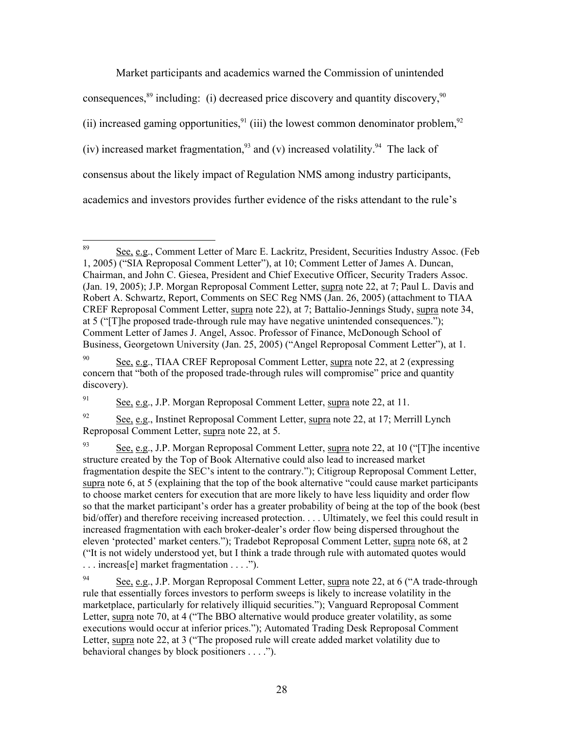Market participants and academics warned the Commission of unintended consequences,[89] including: (i) decreased price discovery and quantity discovery,[90] (ii) increased gaming opportunities,[91] (iii) the lowest common denominator problem,[92] (iv) increased market fragmentation,[93] and (v) increased volatility.[94] The lack of consensus about the likely impact of Regulation NMS among industry participants, academics and investors provides further evidence of the risks attendant to the rule's

---

[89] See, e.g., Comment Letter of Marc E. Lackritz, President, Securities Industry Assoc. (Feb 1, 2005) ("SIA Reproposal Comment Letter"), at 10; Comment Letter of James A. Duncan, Chairman, and John C. Giesea, President and Chief Executive Officer, Security Traders Assoc. (Jan. 19, 2005); J.P. Morgan Reproposal Comment Letter, supra note 22, at 7; Paul L. Davis and Robert A. Schwartz, Report, Comments on SEC Reg NMS (Jan. 26, 2005) (attachment to TIAA CREF Reproposal Comment Letter, supra note 22), at 7; Battalio-Jennings Study, supra note 34, at 5 ("[T]he proposed trade-through rule may have negative unintended consequences."); Comment Letter of James J. Angel, Assoc. Professor of Finance, McDonough School of Business, Georgetown University (Jan. 25, 2005) ("Angel Reproposal Comment Letter"), at 1.

[90] See, e.g., TIAA CREF Reproposal Comment Letter, supra note 22, at 2 (expressing concern that "both of the proposed trade-through rules will compromise" price and quantity discovery).

[91] See, e.g., J.P. Morgan Reproposal Comment Letter, supra note 22, at 11.

[92] See, e.g., Instinet Reproposal Comment Letter, supra note 22, at 17; Merrill Lynch Reproposal Comment Letter, supra note 22, at 5.

[93] See, e.g., J.P. Morgan Reproposal Comment Letter, supra note 22, at 10 ("[T]he incentive structure created by the Top of Book Alternative could also lead to increased market fragmentation despite the SEC's intent to the contrary."); Citigroup Reproposal Comment Letter, supra note 6, at 5 (explaining that the top of the book alternative "could cause market participants to choose market centers for execution that are more likely to have less liquidity and order flow so that the market participant's order has a greater probability of being at the top of the book (best bid/offer) and therefore receiving increased protection. . . . Ultimately, we feel this could result in increased fragmentation with each broker-dealer's order flow being dispersed throughout the eleven 'protected' market centers."); Tradebot Reproposal Comment Letter, supra note 68, at 2 ("It is not widely understood yet, but I think a trade through rule with automated quotes would . . . increas[e] market fragmentation . . . .").

[94] See, e.g., J.P. Morgan Reproposal Comment Letter, supra note 22, at 6 ("A trade-through rule that essentially forces investors to perform sweeps is likely to increase volatility in the marketplace, particularly for relatively illiquid securities."); Vanguard Reproposal Comment Letter, supra note 70, at 4 ("The BBO alternative would produce greater volatility, as some executions would occur at inferior prices."); Automated Trading Desk Reproposal Comment Letter, supra note 22, at 3 ("The proposed rule will create added market volatility due to behavioral changes by block positioners . . . .").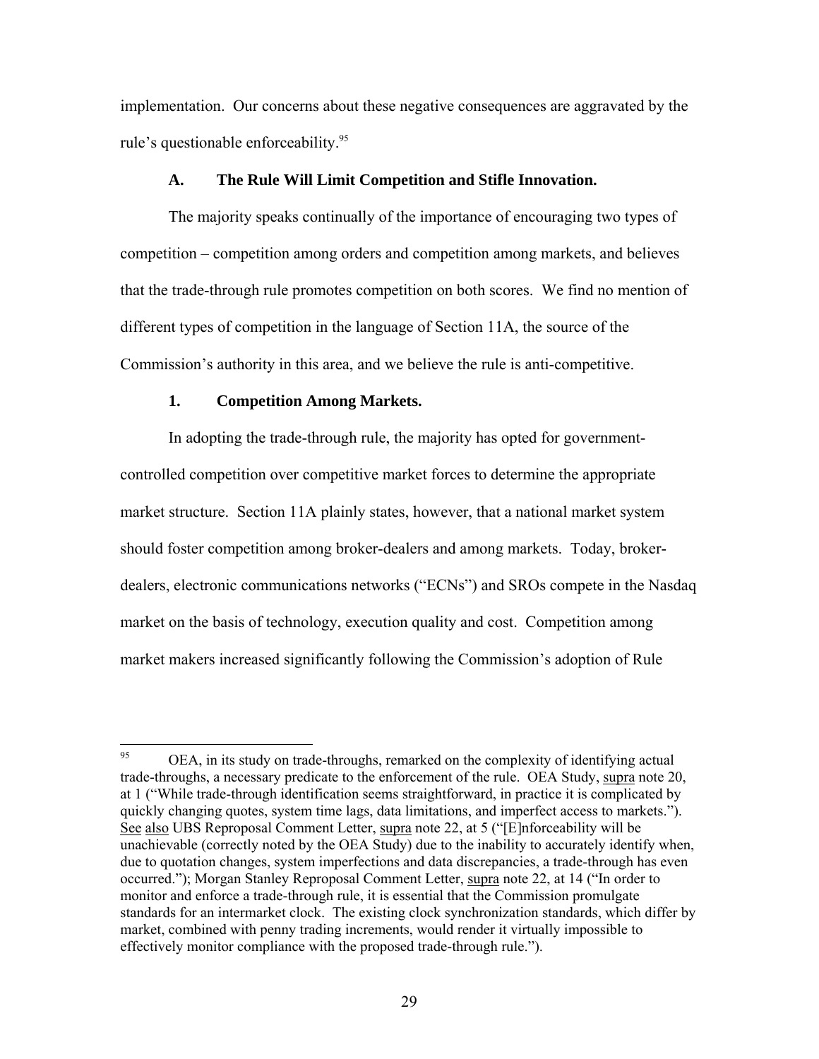implementation. Our concerns about these negative consequences are aggravated by the rule's questionable enforceability.[95]

### A. The Rule Will Limit Competition and Stifle Innovation.

The majority speaks continually of the importance of encouraging two types of competition – competition among orders and competition among markets, and believes that the trade-through rule promotes competition on both scores. We find no mention of different types of competition in the language of Section 11A, the source of the Commission's authority in this area, and we believe the rule is anti-competitive.

#### 1. Competition Among Markets.

In adopting the trade-through rule, the majority has opted for government-controlled competition over competitive market forces to determine the appropriate market structure. Section 11A plainly states, however, that a national market system should foster competition among broker-dealers and among markets. Today, broker-dealers, electronic communications networks ("ECNs") and SROs compete in the Nasdaq market on the basis of technology, execution quality and cost. Competition among market makers increased significantly following the Commission's adoption of Rule

---

[95] OEA, in its study on trade-throughs, remarked on the complexity of identifying actual trade-throughs, a necessary predicate to the enforcement of the rule. OEA Study, supra note 20, at 1 ("While trade-through identification seems straightforward, in practice it is complicated by quickly changing quotes, system time lags, data limitations, and imperfect access to markets."). See also UBS Reproposal Comment Letter, supra note 22, at 5 ("[E]nforceability will be unachievable (correctly noted by the OEA Study) due to the inability to accurately identify when, due to quotation changes, system imperfections and data discrepancies, a trade-through has even occurred."); Morgan Stanley Reproposal Comment Letter, supra note 22, at 14 ("In order to monitor and enforce a trade-through rule, it is essential that the Commission promulgate standards for an intermarket clock. The existing clock synchronization standards, which differ by market, combined with penny trading increments, would render it virtually impossible to effectively monitor compliance with the proposed trade-through rule.").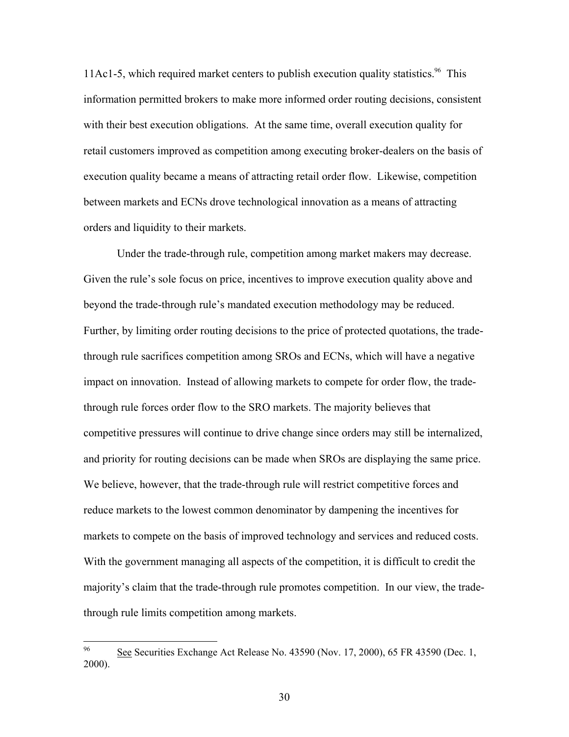11Ac1-5, which required market centers to publish execution quality statistics.[96] This information permitted brokers to make more informed order routing decisions, consistent with their best execution obligations. At the same time, overall execution quality for retail customers improved as competition among executing broker-dealers on the basis of execution quality became a means of attracting retail order flow. Likewise, competition between markets and ECNs drove technological innovation as a means of attracting orders and liquidity to their markets.

Under the trade-through rule, competition among market makers may decrease. Given the rule's sole focus on price, incentives to improve execution quality above and beyond the trade-through rule's mandated execution methodology may be reduced. Further, by limiting order routing decisions to the price of protected quotations, the trade-through rule sacrifices competition among SROs and ECNs, which will have a negative impact on innovation. Instead of allowing markets to compete for order flow, the trade-through rule forces order flow to the SRO markets. The majority believes that competitive pressures will continue to drive change since orders may still be internalized, and priority for routing decisions can be made when SROs are displaying the same price. We believe, however, that the trade-through rule will restrict competitive forces and reduce markets to the lowest common denominator by dampening the incentives for markets to compete on the basis of improved technology and services and reduced costs. With the government managing all aspects of the competition, it is difficult to credit the majority's claim that the trade-through rule promotes competition. In our view, the trade-through rule limits competition among markets.

---

[96] See Securities Exchange Act Release No. 43590 (Nov. 17, 2000), 65 FR 43590 (Dec. 1, 2000).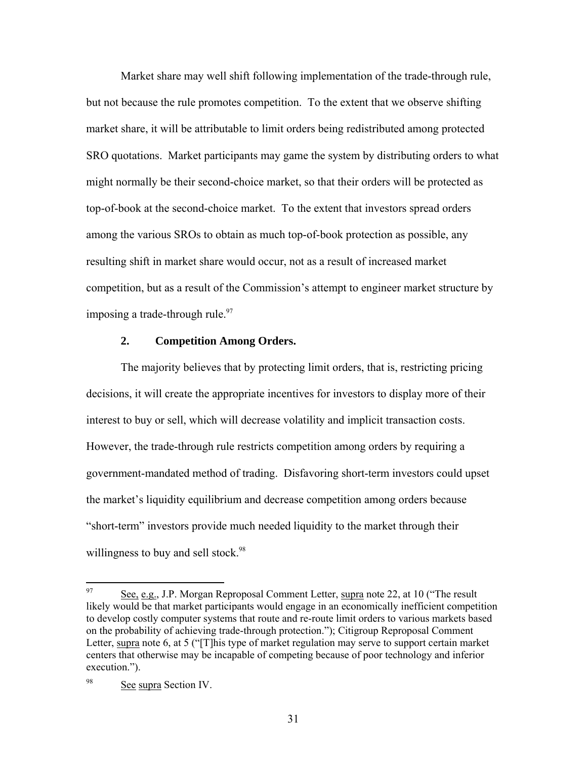Market share may well shift following implementation of the trade-through rule, but not because the rule promotes competition. To the extent that we observe shifting market share, it will be attributable to limit orders being redistributed among protected SRO quotations. Market participants may game the system by distributing orders to what might normally be their second-choice market, so that their orders will be protected as top-of-book at the second-choice market. To the extent that investors spread orders among the various SROs to obtain as much top-of-book protection as possible, any resulting shift in market share would occur, not as a result of increased market competition, but as a result of the Commission's attempt to engineer market structure by imposing a trade-through rule.[97]

### 2. Competition Among Orders.

The majority believes that by protecting limit orders, that is, restricting pricing decisions, it will create the appropriate incentives for investors to display more of their interest to buy or sell, which will decrease volatility and implicit transaction costs. However, the trade-through rule restricts competition among orders by requiring a government-mandated method of trading. Disfavoring short-term investors could upset the market's liquidity equilibrium and decrease competition among orders because "short-term" investors provide much needed liquidity to the market through their willingness to buy and sell stock.[98]

---

[97] See, e.g., J.P. Morgan Reproposal Comment Letter, supra note 22, at 10 ("The result likely would be that market participants would engage in an economically inefficient competition to develop costly computer systems that route and re-route limit orders to various markets based on the probability of achieving trade-through protection."); Citigroup Reproposal Comment Letter, supra note 6, at 5 ("[T]his type of market regulation may serve to support certain market centers that otherwise may be incapable of competing because of poor technology and inferior execution.").

[98] See supra Section IV.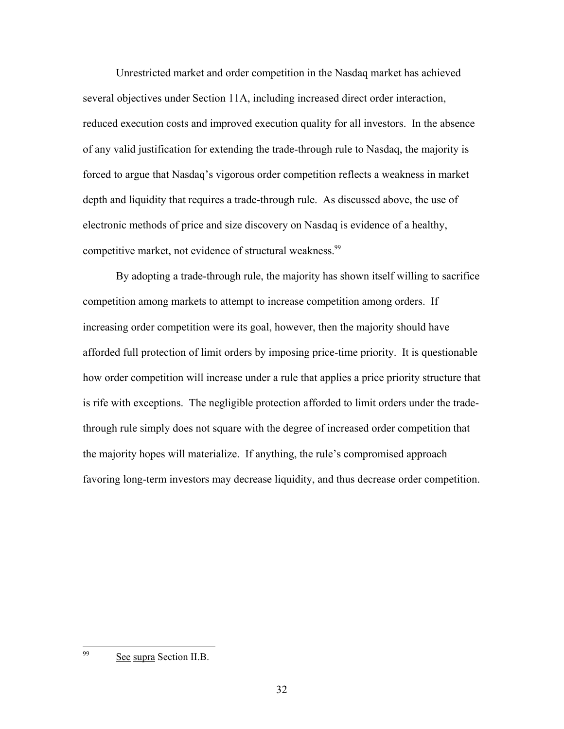Unrestricted market and order competition in the Nasdaq market has achieved several objectives under Section 11A, including increased direct order interaction, reduced execution costs and improved execution quality for all investors. In the absence of any valid justification for extending the trade-through rule to Nasdaq, the majority is forced to argue that Nasdaq's vigorous order competition reflects a weakness in market depth and liquidity that requires a trade-through rule. As discussed above, the use of electronic methods of price and size discovery on Nasdaq is evidence of a healthy, competitive market, not evidence of structural weakness.[99]

By adopting a trade-through rule, the majority has shown itself willing to sacrifice competition among markets to attempt to increase competition among orders. If increasing order competition were its goal, however, then the majority should have afforded full protection of limit orders by imposing price-time priority. It is questionable how order competition will increase under a rule that applies a price priority structure that is rife with exceptions. The negligible protection afforded to limit orders under the trade-through rule simply does not square with the degree of increased order competition that the majority hopes will materialize. If anything, the rule's compromised approach favoring long-term investors may decrease liquidity, and thus decrease order competition.

---

[99] See supra Section II.B.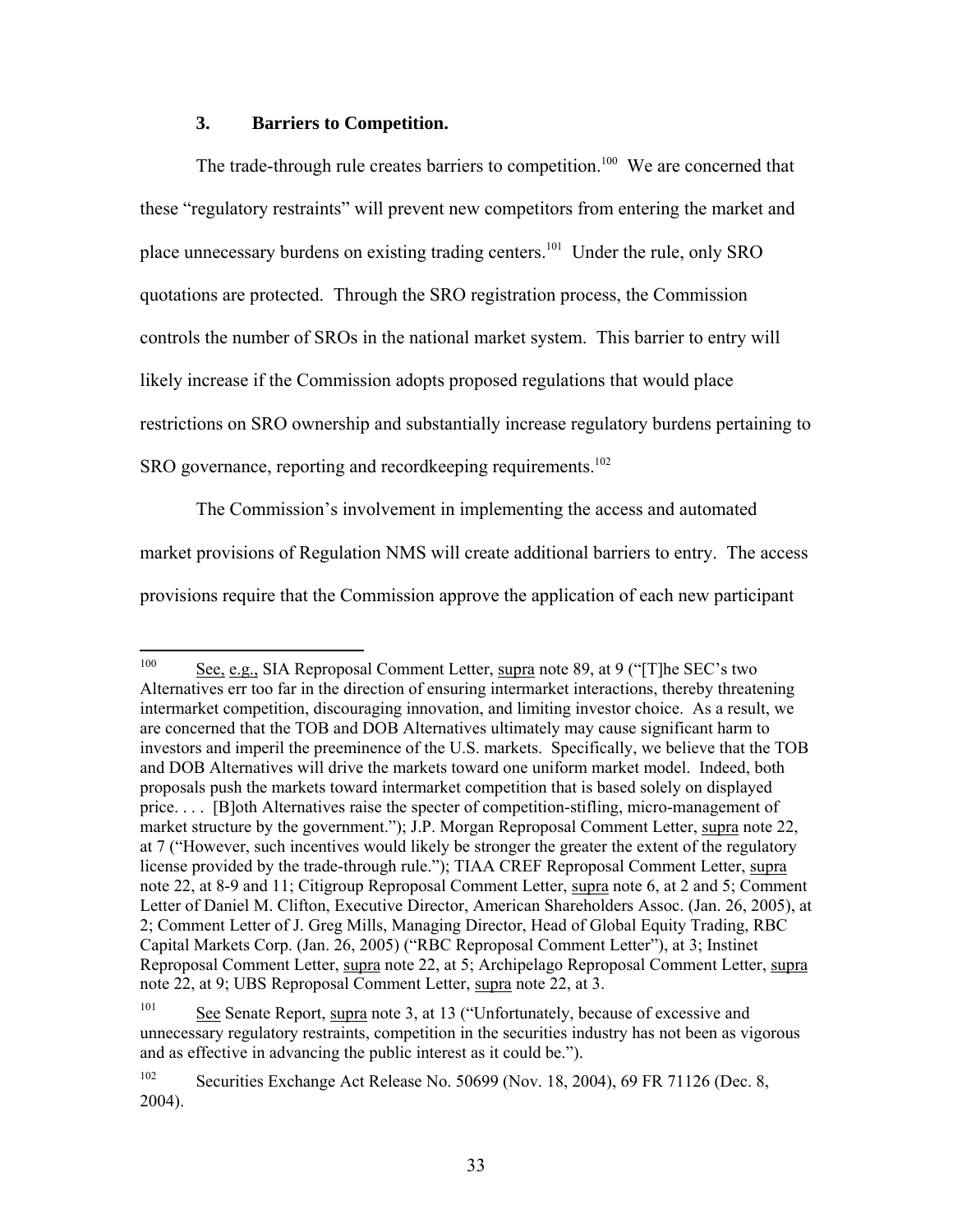### 3. Barriers to Competition.

The trade-through rule creates barriers to competition.[100] We are concerned that these "regulatory restraints" will prevent new competitors from entering the market and place unnecessary burdens on existing trading centers.[101] Under the rule, only SRO quotations are protected. Through the SRO registration process, the Commission controls the number of SROs in the national market system. This barrier to entry will likely increase if the Commission adopts proposed regulations that would place restrictions on SRO ownership and substantially increase regulatory burdens pertaining to SRO governance, reporting and recordkeeping requirements.[102]

The Commission's involvement in implementing the access and automated market provisions of Regulation NMS will create additional barriers to entry. The access provisions require that the Commission approve the application of each new participant

---

[100] See, e.g., SIA Reproposal Comment Letter, supra note 89, at 9 ("[T]he SEC's two Alternatives err too far in the direction of ensuring intermarket interactions, thereby threatening intermarket competition, discouraging innovation, and limiting investor choice. As a result, we are concerned that the TOB and DOB Alternatives ultimately may cause significant harm to investors and imperil the preeminence of the U.S. markets. Specifically, we believe that the TOB and DOB Alternatives will drive the markets toward one uniform market model. Indeed, both proposals push the markets toward intermarket competition that is based solely on displayed price. . . . [B]oth Alternatives raise the specter of competition-stifling, micro-management of market structure by the government."); J.P. Morgan Reproposal Comment Letter, supra note 22, at 7 ("However, such incentives would likely be stronger the greater the extent of the regulatory license provided by the trade-through rule."); TIAA CREF Reproposal Comment Letter, supra note 22, at 8-9 and 11; Citigroup Reproposal Comment Letter, supra note 6, at 2 and 5; Comment Letter of Daniel M. Clifton, Executive Director, American Shareholders Assoc. (Jan. 26, 2005), at 2; Comment Letter of J. Greg Mills, Managing Director, Head of Global Equity Trading, RBC Capital Markets Corp. (Jan. 26, 2005) ("RBC Reproposal Comment Letter"), at 3; Instinet Reproposal Comment Letter, supra note 22, at 5; Archipelago Reproposal Comment Letter, supra note 22, at 9; UBS Reproposal Comment Letter, supra note 22, at 3.

[101] See Senate Report, supra note 3, at 13 ("Unfortunately, because of excessive and unnecessary regulatory restraints, competition in the securities industry has not been as vigorous and as effective in advancing the public interest as it could be.").

[102] Securities Exchange Act Release No. 50699 (Nov. 18, 2004), 69 FR 71126 (Dec. 8, 2004).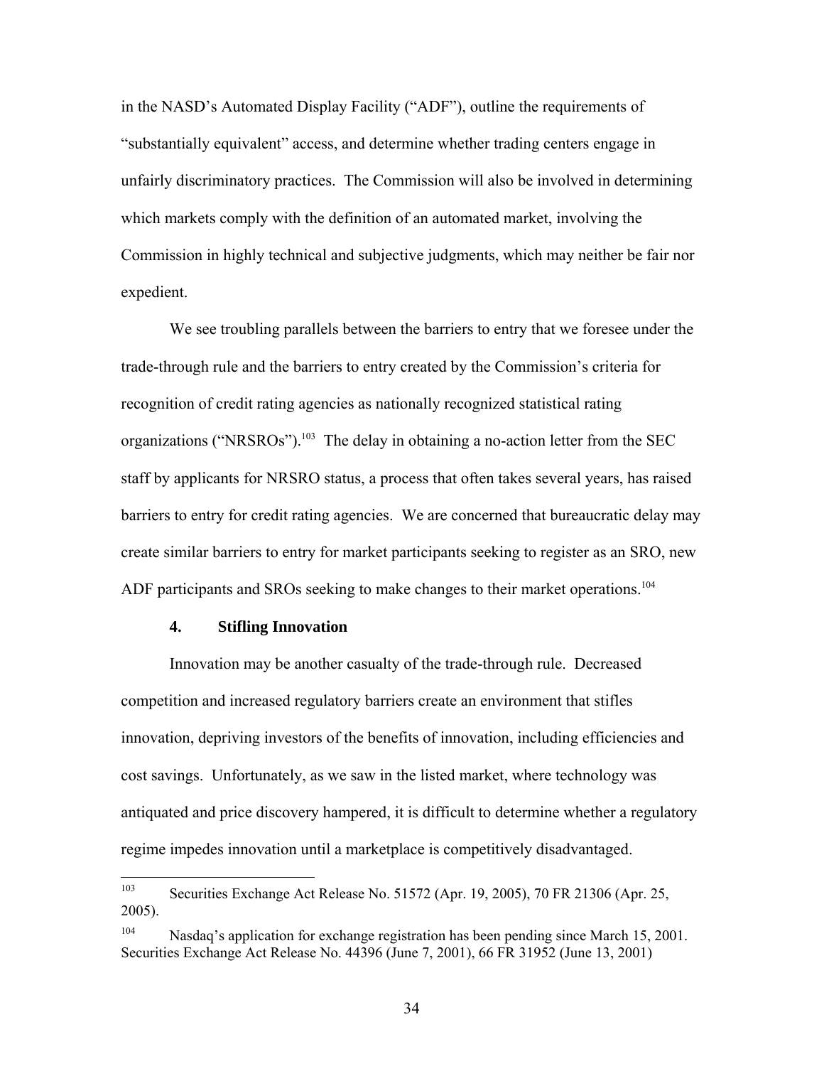in the NASD's Automated Display Facility ("ADF"), outline the requirements of "substantially equivalent" access, and determine whether trading centers engage in unfairly discriminatory practices. The Commission will also be involved in determining which markets comply with the definition of an automated market, involving the Commission in highly technical and subjective judgments, which may neither be fair nor expedient.

We see troubling parallels between the barriers to entry that we foresee under the trade-through rule and the barriers to entry created by the Commission's criteria for recognition of credit rating agencies as nationally recognized statistical rating organizations ("NRSROs").[103] The delay in obtaining a no-action letter from the SEC staff by applicants for NRSRO status, a process that often takes several years, has raised barriers to entry for credit rating agencies. We are concerned that bureaucratic delay may create similar barriers to entry for market participants seeking to register as an SRO, new ADF participants and SROs seeking to make changes to their market operations.[104]

### 4. Stifling Innovation

Innovation may be another casualty of the trade-through rule. Decreased competition and increased regulatory barriers create an environment that stifles innovation, depriving investors of the benefits of innovation, including efficiencies and cost savings. Unfortunately, as we saw in the listed market, where technology was antiquated and price discovery hampered, it is difficult to determine whether a regulatory regime impedes innovation until a marketplace is competitively disadvantaged.

---

[103] Securities Exchange Act Release No. 51572 (Apr. 19, 2005), 70 FR 21306 (Apr. 25, 2005).

[104] Nasdaq's application for exchange registration has been pending since March 15, 2001. Securities Exchange Act Release No. 44396 (June 7, 2001), 66 FR 31952 (June 13, 2001)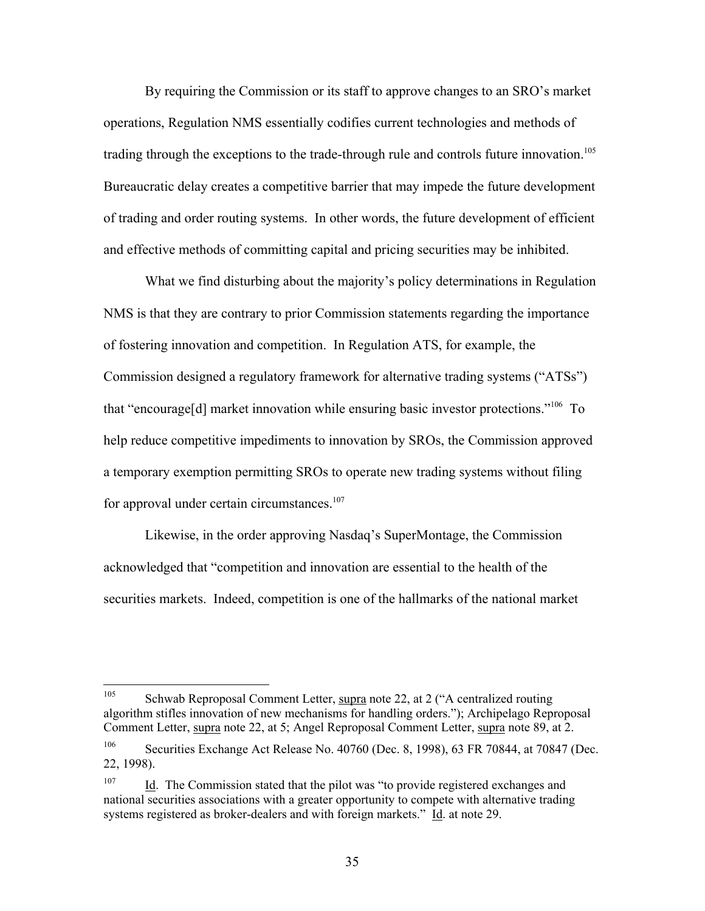By requiring the Commission or its staff to approve changes to an SRO's market operations, Regulation NMS essentially codifies current technologies and methods of trading through the exceptions to the trade-through rule and controls future innovation.[105] Bureaucratic delay creates a competitive barrier that may impede the future development of trading and order routing systems. In other words, the future development of efficient and effective methods of committing capital and pricing securities may be inhibited.

What we find disturbing about the majority's policy determinations in Regulation NMS is that they are contrary to prior Commission statements regarding the importance of fostering innovation and competition. In Regulation ATS, for example, the Commission designed a regulatory framework for alternative trading systems ("ATSs") that "encourage[d] market innovation while ensuring basic investor protections."[106] To help reduce competitive impediments to innovation by SROs, the Commission approved a temporary exemption permitting SROs to operate new trading systems without filing for approval under certain circumstances.[107]

Likewise, in the order approving Nasdaq's SuperMontage, the Commission acknowledged that "competition and innovation are essential to the health of the securities markets. Indeed, competition is one of the hallmarks of the national market

---

[105] Schwab Reproposal Comment Letter, supra note 22, at 2 ("A centralized routing algorithm stifles innovation of new mechanisms for handling orders."); Archipelago Reproposal Comment Letter, supra note 22, at 5; Angel Reproposal Comment Letter, supra note 89, at 2.

[106] Securities Exchange Act Release No. 40760 (Dec. 8, 1998), 63 FR 70844, at 70847 (Dec. 22, 1998).

[107] Id. The Commission stated that the pilot was "to provide registered exchanges and national securities associations with a greater opportunity to compete with alternative trading systems registered as broker-dealers and with foreign markets." Id. at note 29.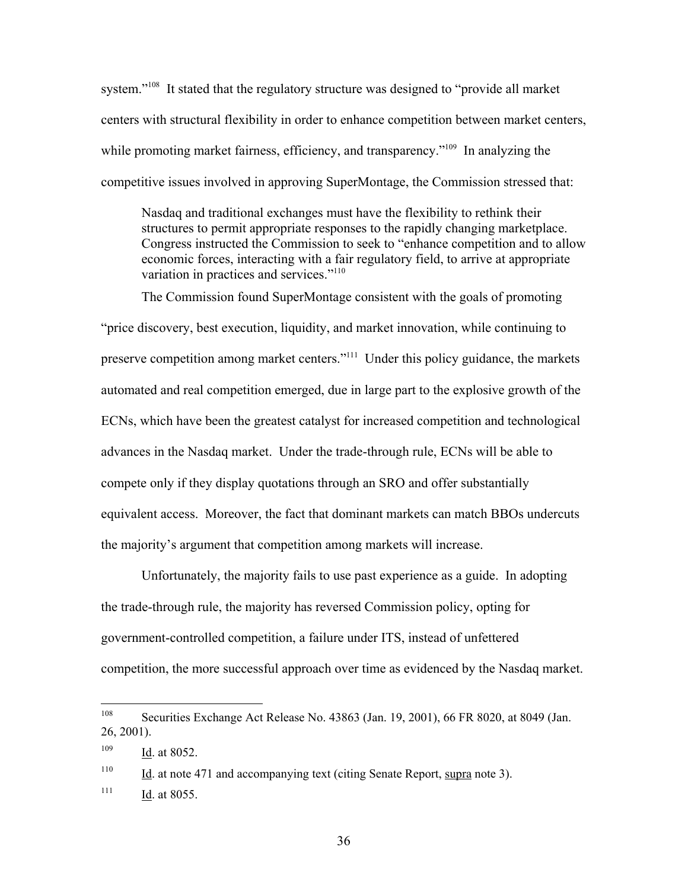system."[108] It stated that the regulatory structure was designed to "provide all market centers with structural flexibility in order to enhance competition between market centers, while promoting market fairness, efficiency, and transparency."[109] In analyzing the competitive issues involved in approving SuperMontage, the Commission stressed that:

> Nasdaq and traditional exchanges must have the flexibility to rethink their structures to permit appropriate responses to the rapidly changing marketplace. Congress instructed the Commission to seek to "enhance competition and to allow economic forces, interacting with a fair regulatory field, to arrive at appropriate variation in practices and services."[110]

The Commission found SuperMontage consistent with the goals of promoting "price discovery, best execution, liquidity, and market innovation, while continuing to preserve competition among market centers."[111] Under this policy guidance, the markets automated and real competition emerged, due in large part to the explosive growth of the ECNs, which have been the greatest catalyst for increased competition and technological advances in the Nasdaq market. Under the trade-through rule, ECNs will be able to compete only if they display quotations through an SRO and offer substantially equivalent access. Moreover, the fact that dominant markets can match BBOs undercuts the majority's argument that competition among markets will increase.

Unfortunately, the majority fails to use past experience as a guide. In adopting the trade-through rule, the majority has reversed Commission policy, opting for government-controlled competition, a failure under ITS, instead of unfettered competition, the more successful approach over time as evidenced by the Nasdaq market.

---

[108] Securities Exchange Act Release No. 43863 (Jan. 19, 2001), 66 FR 8020, at 8049 (Jan. 26, 2001).

[109] Id. at 8052.

[110] Id. at note 471 and accompanying text (citing Senate Report, supra note 3).

[111] Id. at 8055.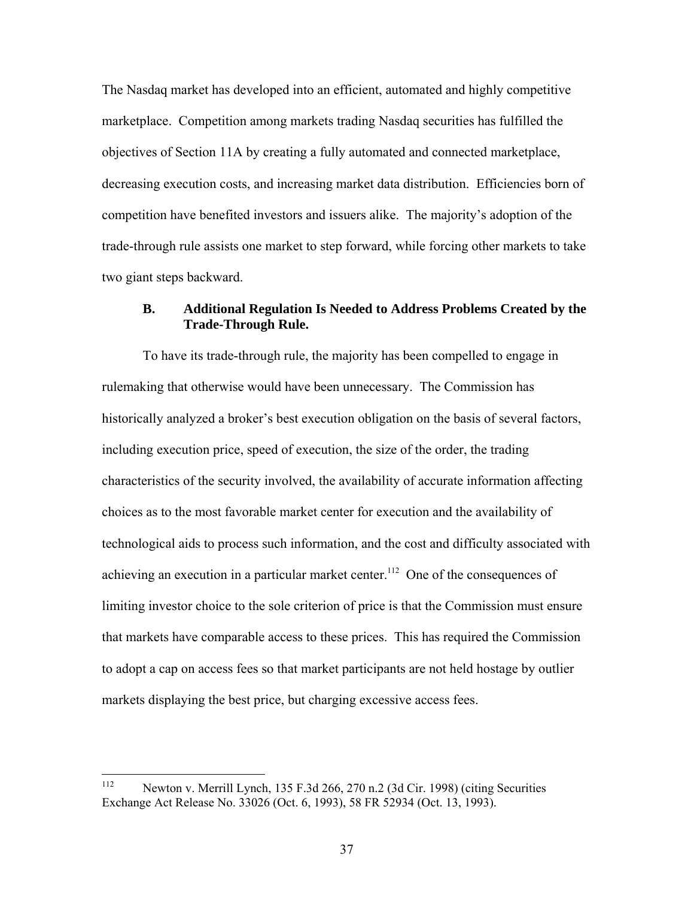The Nasdaq market has developed into an efficient, automated and highly competitive marketplace. Competition among markets trading Nasdaq securities has fulfilled the objectives of Section 11A by creating a fully automated and connected marketplace, decreasing execution costs, and increasing market data distribution. Efficiencies born of competition have benefited investors and issuers alike. The majority's adoption of the trade-through rule assists one market to step forward, while forcing other markets to take two giant steps backward.

### B. Additional Regulation Is Needed to Address Problems Created by the Trade-Through Rule.

To have its trade-through rule, the majority has been compelled to engage in rulemaking that otherwise would have been unnecessary. The Commission has historically analyzed a broker's best execution obligation on the basis of several factors, including execution price, speed of execution, the size of the order, the trading characteristics of the security involved, the availability of accurate information affecting choices as to the most favorable market center for execution and the availability of technological aids to process such information, and the cost and difficulty associated with achieving an execution in a particular market center.[112] One of the consequences of limiting investor choice to the sole criterion of price is that the Commission must ensure that markets have comparable access to these prices. This has required the Commission to adopt a cap on access fees so that market participants are not held hostage by outlier markets displaying the best price, but charging excessive access fees.

---

[112] Newton v. Merrill Lynch, 135 F.3d 266, 270 n.2 (3d Cir. 1998) (citing Securities Exchange Act Release No. 33026 (Oct. 6, 1993), 58 FR 52934 (Oct. 13, 1993).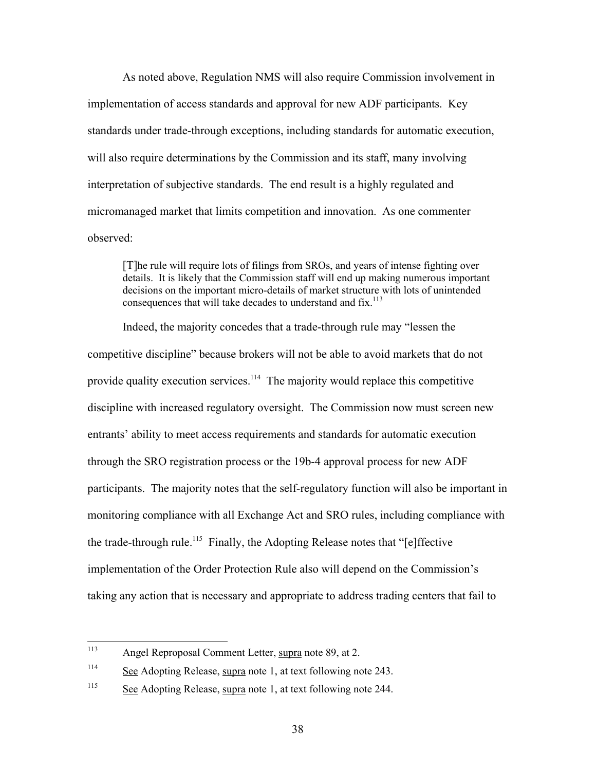As noted above, Regulation NMS will also require Commission involvement in implementation of access standards and approval for new ADF participants. Key standards under trade-through exceptions, including standards for automatic execution, will also require determinations by the Commission and its staff, many involving interpretation of subjective standards. The end result is a highly regulated and micromanaged market that limits competition and innovation. As one commenter observed:

> [T]he rule will require lots of filings from SROs, and years of intense fighting over details. It is likely that the Commission staff will end up making numerous important decisions on the important micro-details of market structure with lots of unintended consequences that will take decades to understand and fix.[113]

Indeed, the majority concedes that a trade-through rule may "lessen the competitive discipline" because brokers will not be able to avoid markets that do not provide quality execution services.[114] The majority would replace this competitive discipline with increased regulatory oversight. The Commission now must screen new entrants' ability to meet access requirements and standards for automatic execution through the SRO registration process or the 19b-4 approval process for new ADF participants. The majority notes that the self-regulatory function will also be important in monitoring compliance with all Exchange Act and SRO rules, including compliance with the trade-through rule.[115] Finally, the Adopting Release notes that "[e]ffective implementation of the Order Protection Rule also will depend on the Commission's taking any action that is necessary and appropriate to address trading centers that fail to

---

[113] Angel Reproposal Comment Letter, supra note 89, at 2.

[114] See Adopting Release, supra note 1, at text following note 243.

[115] See Adopting Release, supra note 1, at text following note 244.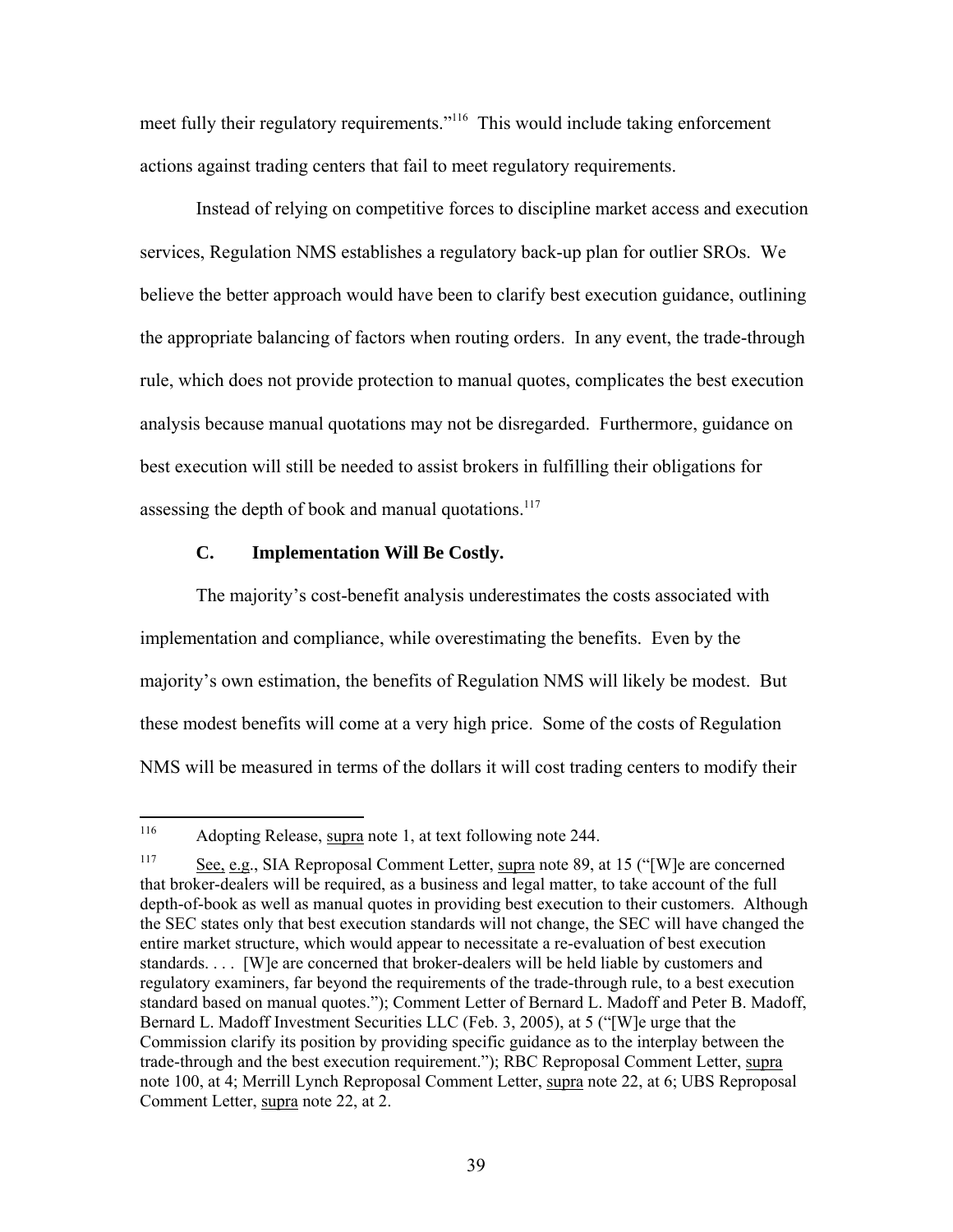meet fully their regulatory requirements."[116] This would include taking enforcement actions against trading centers that fail to meet regulatory requirements.

Instead of relying on competitive forces to discipline market access and execution services, Regulation NMS establishes a regulatory back-up plan for outlier SROs. We believe the better approach would have been to clarify best execution guidance, outlining the appropriate balancing of factors when routing orders. In any event, the trade-through rule, which does not provide protection to manual quotes, complicates the best execution analysis because manual quotations may not be disregarded. Furthermore, guidance on best execution will still be needed to assist brokers in fulfilling their obligations for assessing the depth of book and manual quotations.[117]

### C. Implementation Will Be Costly.

The majority's cost-benefit analysis underestimates the costs associated with implementation and compliance, while overestimating the benefits. Even by the majority's own estimation, the benefits of Regulation NMS will likely be modest. But these modest benefits will come at a very high price. Some of the costs of Regulation NMS will be measured in terms of the dollars it will cost trading centers to modify their

---

[116] Adopting Release, supra note 1, at text following note 244.

[117] See, e.g., SIA Reproposal Comment Letter, supra note 89, at 15 ("[W]e are concerned that broker-dealers will be required, as a business and legal matter, to take account of the full depth-of-book as well as manual quotes in providing best execution to their customers. Although the SEC states only that best execution standards will not change, the SEC will have changed the entire market structure, which would appear to necessitate a re-evaluation of best execution standards. . . . [W]e are concerned that broker-dealers will be held liable by customers and regulatory examiners, far beyond the requirements of the trade-through rule, to a best execution standard based on manual quotes."); Comment Letter of Bernard L. Madoff and Peter B. Madoff, Bernard L. Madoff Investment Securities LLC (Feb. 3, 2005), at 5 ("[W]e urge that the Commission clarify its position by providing specific guidance as to the interplay between the trade-through and the best execution requirement."); RBC Reproposal Comment Letter, supra note 100, at 4; Merrill Lynch Reproposal Comment Letter, supra note 22, at 6; UBS Reproposal Comment Letter, supra note 22, at 2.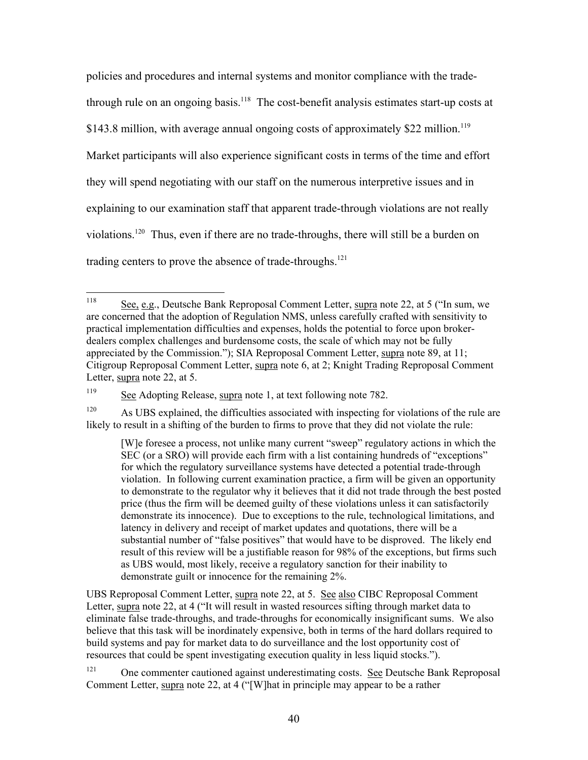policies and procedures and internal systems and monitor compliance with the trade-through rule on an ongoing basis.[118] The cost-benefit analysis estimates start-up costs at $143.8 million, with average annual ongoing costs of approximately $22 million.[119] Market participants will also experience significant costs in terms of the time and effort they will spend negotiating with our staff on the numerous interpretive issues and in explaining to our examination staff that apparent trade-through violations are not really violations.[120] Thus, even if there are no trade-throughs, there will still be a burden on trading centers to prove the absence of trade-throughs.[121]

---

[118] See, e.g., Deutsche Bank Reproposal Comment Letter, supra note 22, at 5 ("In sum, we are concerned that the adoption of Regulation NMS, unless carefully crafted with sensitivity to practical implementation difficulties and expenses, holds the potential to force upon broker-dealers complex challenges and burdensome costs, the scale of which may not be fully appreciated by the Commission."); SIA Reproposal Comment Letter, supra note 89, at 11; Citigroup Reproposal Comment Letter, supra note 6, at 2; Knight Trading Reproposal Comment Letter, supra note 22, at 5.

[119] See Adopting Release, supra note 1, at text following note 782.

[120] As UBS explained, the difficulties associated with inspecting for violations of the rule are likely to result in a shifting of the burden to firms to prove that they did not violate the rule:

> [W]e foresee a process, not unlike many current "sweep" regulatory actions in which the SEC (or a SRO) will provide each firm with a list containing hundreds of "exceptions" for which the regulatory surveillance systems have detected a potential trade-through violation. In following current examination practice, a firm will be given an opportunity to demonstrate to the regulator why it believes that it did not trade through the best posted price (thus the firm will be deemed guilty of these violations unless it can satisfactorily demonstrate its innocence). Due to exceptions to the rule, technological limitations, and latency in delivery and receipt of market updates and quotations, there will be a substantial number of "false positives" that would have to be disproved. The likely end result of this review will be a justifiable reason for 98% of the exceptions, but firms such as UBS would, most likely, receive a regulatory sanction for their inability to demonstrate guilt or innocence for the remaining 2%.

UBS Reproposal Comment Letter, supra note 22, at 5. See also CIBC Reproposal Comment Letter, supra note 22, at 4 ("It will result in wasted resources sifting through market data to eliminate false trade-throughs, and trade-throughs for economically insignificant sums. We also believe that this task will be inordinately expensive, both in terms of the hard dollars required to build systems and pay for market data to do surveillance and the lost opportunity cost of resources that could be spent investigating execution quality in less liquid stocks.").

[121] One commenter cautioned against underestimating costs. See Deutsche Bank Reproposal Comment Letter, supra note 22, at 4 ("[W]hat in principle may appear to be a rather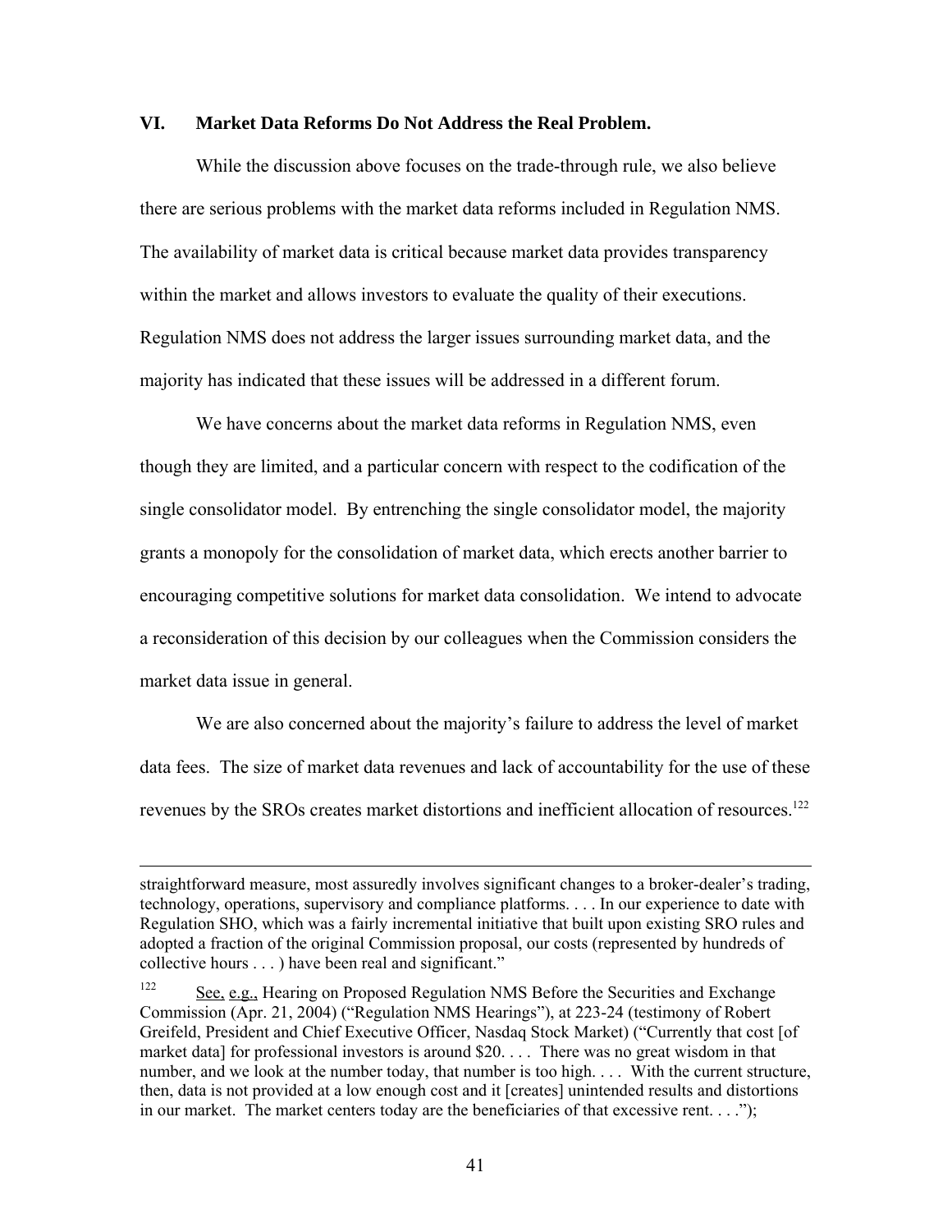## VI. Market Data Reforms Do Not Address the Real Problem.

While the discussion above focuses on the trade-through rule, we also believe there are serious problems with the market data reforms included in Regulation NMS. The availability of market data is critical because market data provides transparency within the market and allows investors to evaluate the quality of their executions. Regulation NMS does not address the larger issues surrounding market data, and the majority has indicated that these issues will be addressed in a different forum.

We have concerns about the market data reforms in Regulation NMS, even though they are limited, and a particular concern with respect to the codification of the single consolidator model. By entrenching the single consolidator model, the majority grants a monopoly for the consolidation of market data, which erects another barrier to encouraging competitive solutions for market data consolidation. We intend to advocate a reconsideration of this decision by our colleagues when the Commission considers the market data issue in general.

We are also concerned about the majority's failure to address the level of market data fees. The size of market data revenues and lack of accountability for the use of these revenues by the SROs creates market distortions and inefficient allocation of resources.[122]

---

straightforward measure, most assuredly involves significant changes to a broker-dealer's trading, technology, operations, supervisory and compliance platforms. . . . In our experience to date with Regulation SHO, which was a fairly incremental initiative that built upon existing SRO rules and adopted a fraction of the original Commission proposal, our costs (represented by hundreds of collective hours . . . ) have been real and significant."

[122] See, e.g., Hearing on Proposed Regulation NMS Before the Securities and Exchange Commission (Apr. 21, 2004) ("Regulation NMS Hearings"), at 223-24 (testimony of Robert Greifeld, President and Chief Executive Officer, Nasdaq Stock Market) ("Currently that cost [of market data] for professional investors is around $20. . . . There was no great wisdom in that number, and we look at the number today, that number is too high. . . . With the current structure, then, data is not provided at a low enough cost and it [creates] unintended results and distortions in our market. The market centers today are the beneficiaries of that excessive rent. . . .");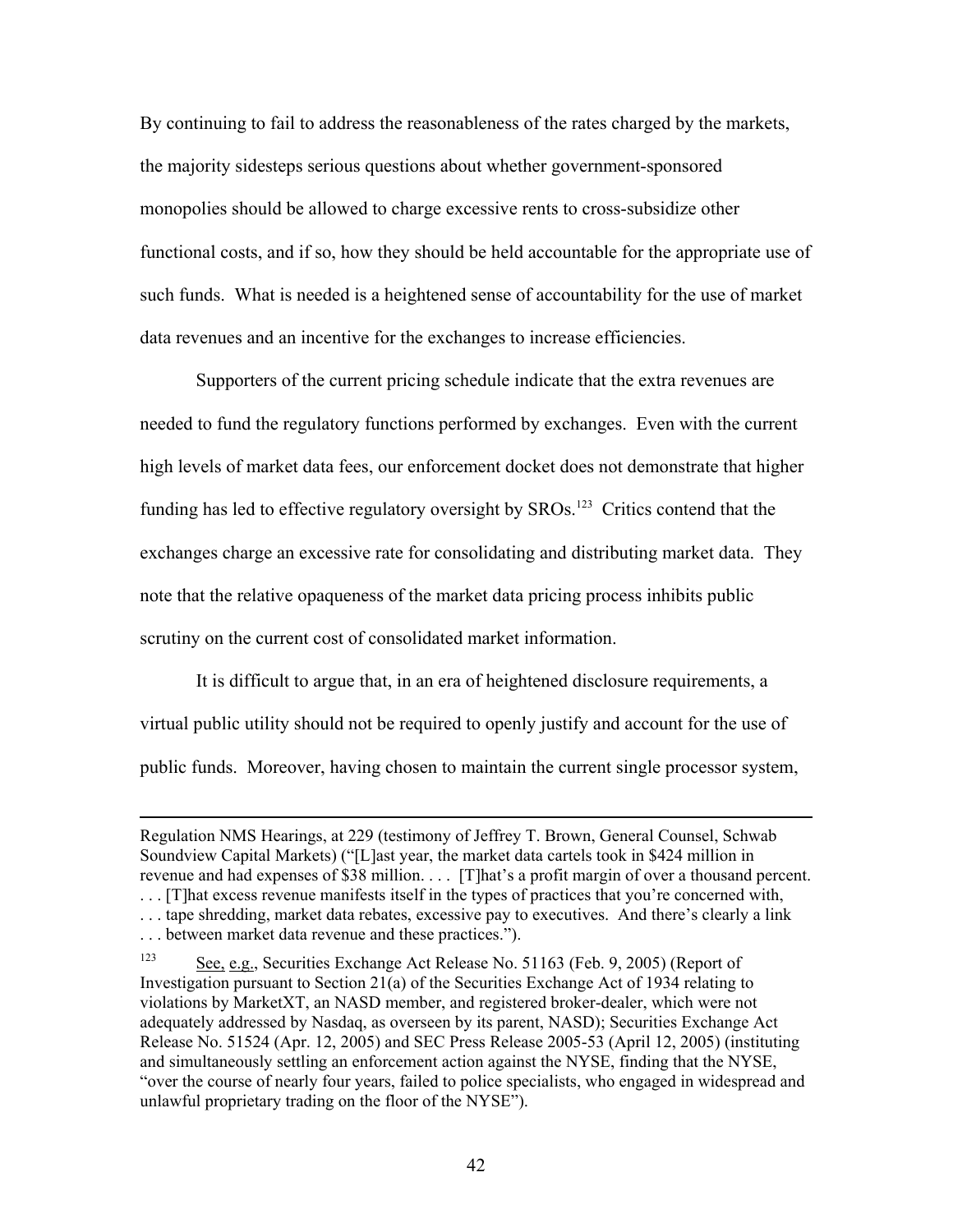By continuing to fail to address the reasonableness of the rates charged by the markets, the majority sidesteps serious questions about whether government-sponsored monopolies should be allowed to charge excessive rents to cross-subsidize other functional costs, and if so, how they should be held accountable for the appropriate use of such funds. What is needed is a heightened sense of accountability for the use of market data revenues and an incentive for the exchanges to increase efficiencies.

Supporters of the current pricing schedule indicate that the extra revenues are needed to fund the regulatory functions performed by exchanges. Even with the current high levels of market data fees, our enforcement docket does not demonstrate that higher funding has led to effective regulatory oversight by SROs.[123] Critics contend that the exchanges charge an excessive rate for consolidating and distributing market data. They note that the relative opaqueness of the market data pricing process inhibits public scrutiny on the current cost of consolidated market information.

It is difficult to argue that, in an era of heightened disclosure requirements, a virtual public utility should not be required to openly justify and account for the use of public funds. Moreover, having chosen to maintain the current single processor system,

---

Regulation NMS Hearings, at 229 (testimony of Jeffrey T. Brown, General Counsel, Schwab Soundview Capital Markets) ("[L]ast year, the market data cartels took in $424 million in revenue and had expenses of $38 million. . . . [T]hat's a profit margin of over a thousand percent. . . . [T]hat excess revenue manifests itself in the types of practices that you're concerned with, . . . tape shredding, market data rebates, excessive pay to executives. And there's clearly a link . . . between market data revenue and these practices.").

[123] See, e.g., Securities Exchange Act Release No. 51163 (Feb. 9, 2005) (Report of Investigation pursuant to Section 21(a) of the Securities Exchange Act of 1934 relating to violations by MarketXT, an NASD member, and registered broker-dealer, which were not adequately addressed by Nasdaq, as overseen by its parent, NASD); Securities Exchange Act Release No. 51524 (Apr. 12, 2005) and SEC Press Release 2005-53 (April 12, 2005) (instituting and simultaneously settling an enforcement action against the NYSE, finding that the NYSE, "over the course of nearly four years, failed to police specialists, who engaged in widespread and unlawful proprietary trading on the floor of the NYSE").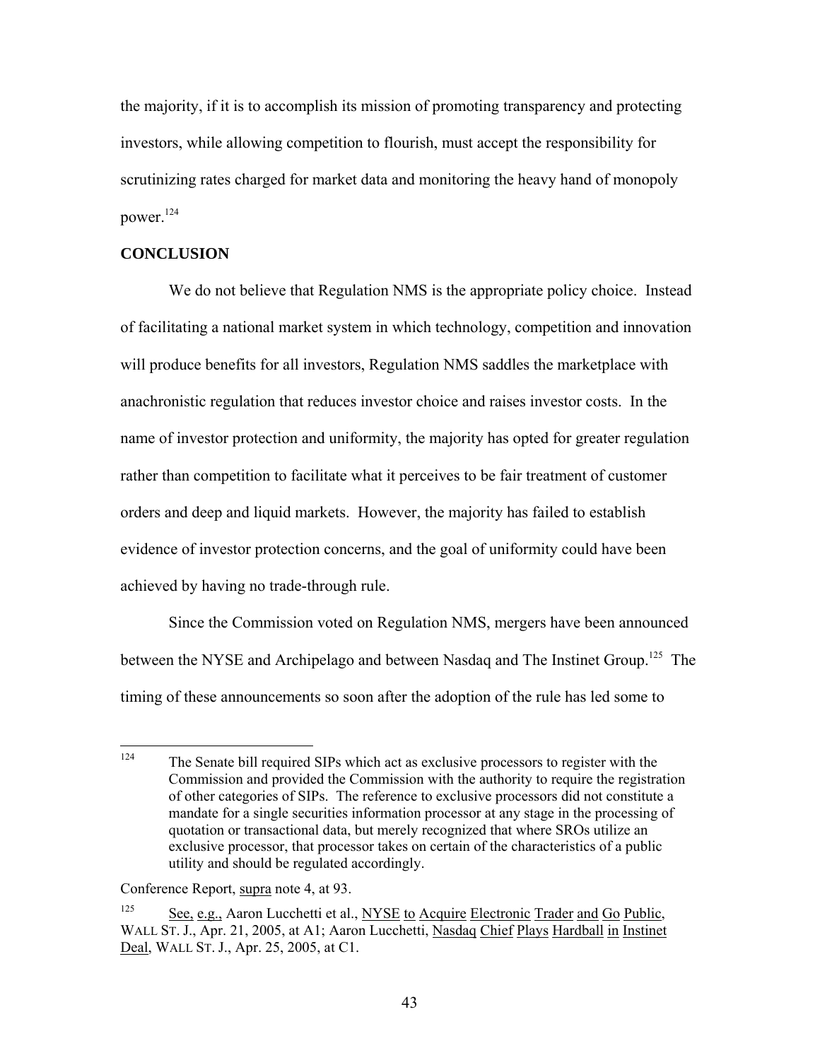the majority, if it is to accomplish its mission of promoting transparency and protecting investors, while allowing competition to flourish, must accept the responsibility for scrutinizing rates charged for market data and monitoring the heavy hand of monopoly power.[124]

**CONCLUSION**

We do not believe that Regulation NMS is the appropriate policy choice. Instead of facilitating a national market system in which technology, competition and innovation will produce benefits for all investors, Regulation NMS saddles the marketplace with anachronistic regulation that reduces investor choice and raises investor costs. In the name of investor protection and uniformity, the majority has opted for greater regulation rather than competition to facilitate what it perceives to be fair treatment of customer orders and deep and liquid markets. However, the majority has failed to establish evidence of investor protection concerns, and the goal of uniformity could have been achieved by having no trade-through rule.

Since the Commission voted on Regulation NMS, mergers have been announced between the NYSE and Archipelago and between Nasdaq and The Instinet Group.[125] The timing of these announcements so soon after the adoption of the rule has led some to

---

[124] The Senate bill required SIPs which act as exclusive processors to register with the Commission and provided the Commission with the authority to require the registration of other categories of SIPs. The reference to exclusive processors did not constitute a mandate for a single securities information processor at any stage in the processing of quotation or transactional data, but merely recognized that where SROs utilize an exclusive processor, that processor takes on certain of the characteristics of a public utility and should be regulated accordingly.

Conference Report, supra note 4, at 93.

[125] See, e.g., Aaron Lucchetti et al., NYSE to Acquire Electronic Trader and Go Public, WALL ST. J., Apr. 21, 2005, at A1; Aaron Lucchetti, Nasdaq Chief Plays Hardball in Instinet Deal, WALL ST. J., Apr. 25, 2005, at C1.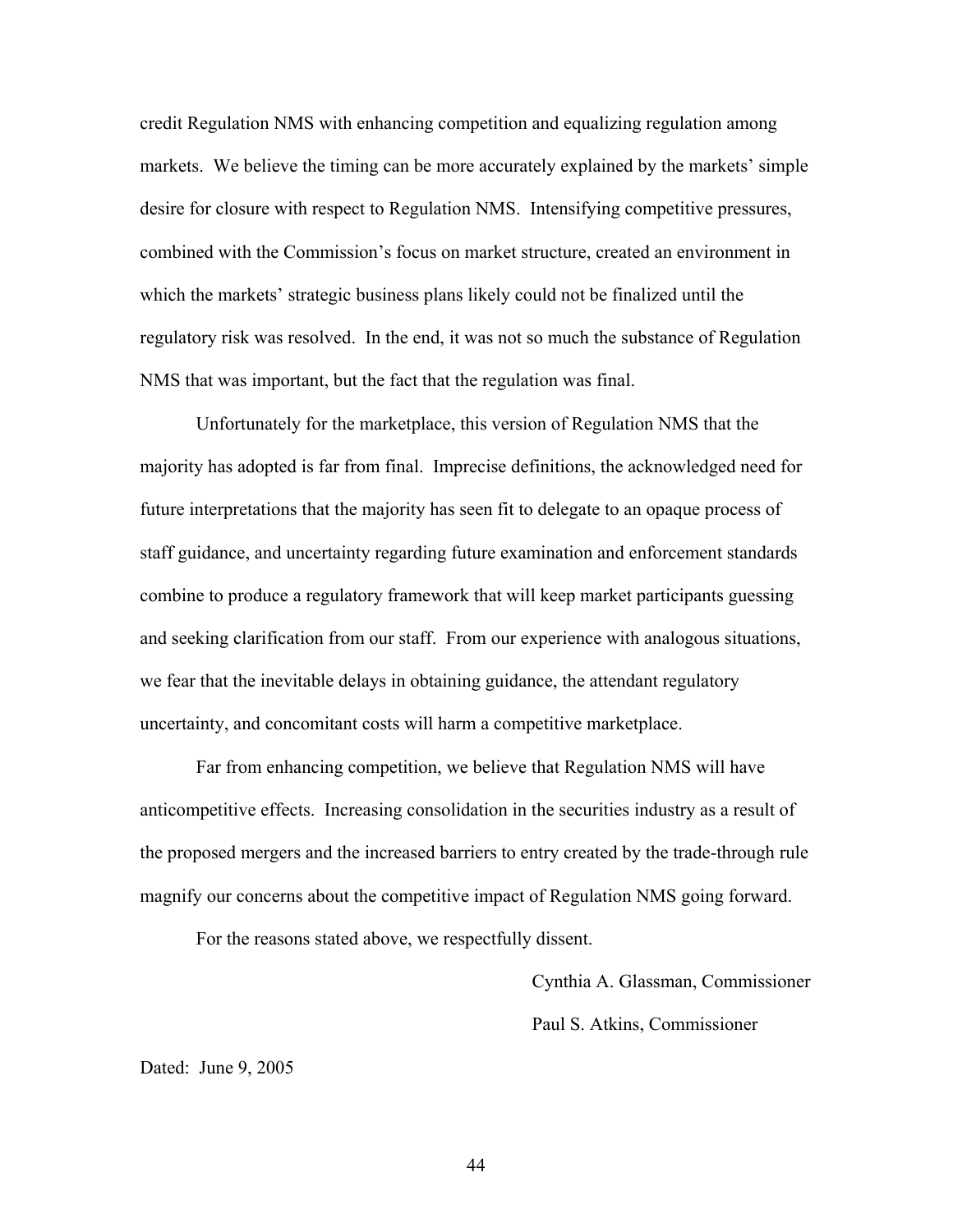credit Regulation NMS with enhancing competition and equalizing regulation among markets. We believe the timing can be more accurately explained by the markets' simple desire for closure with respect to Regulation NMS. Intensifying competitive pressures, combined with the Commission's focus on market structure, created an environment in which the markets' strategic business plans likely could not be finalized until the regulatory risk was resolved. In the end, it was not so much the substance of Regulation NMS that was important, but the fact that the regulation was final.

Unfortunately for the marketplace, this version of Regulation NMS that the majority has adopted is far from final. Imprecise definitions, the acknowledged need for future interpretations that the majority has seen fit to delegate to an opaque process of staff guidance, and uncertainty regarding future examination and enforcement standards combine to produce a regulatory framework that will keep market participants guessing and seeking clarification from our staff. From our experience with analogous situations, we fear that the inevitable delays in obtaining guidance, the attendant regulatory uncertainty, and concomitant costs will harm a competitive marketplace.

Far from enhancing competition, we believe that Regulation NMS will have anticompetitive effects. Increasing consolidation in the securities industry as a result of the proposed mergers and the increased barriers to entry created by the trade-through rule magnify our concerns about the competitive impact of Regulation NMS going forward.

For the reasons stated above, we respectfully dissent.

Cynthia A. Glassman, Commissioner

Paul S. Atkins, Commissioner

Dated: June 9, 2005